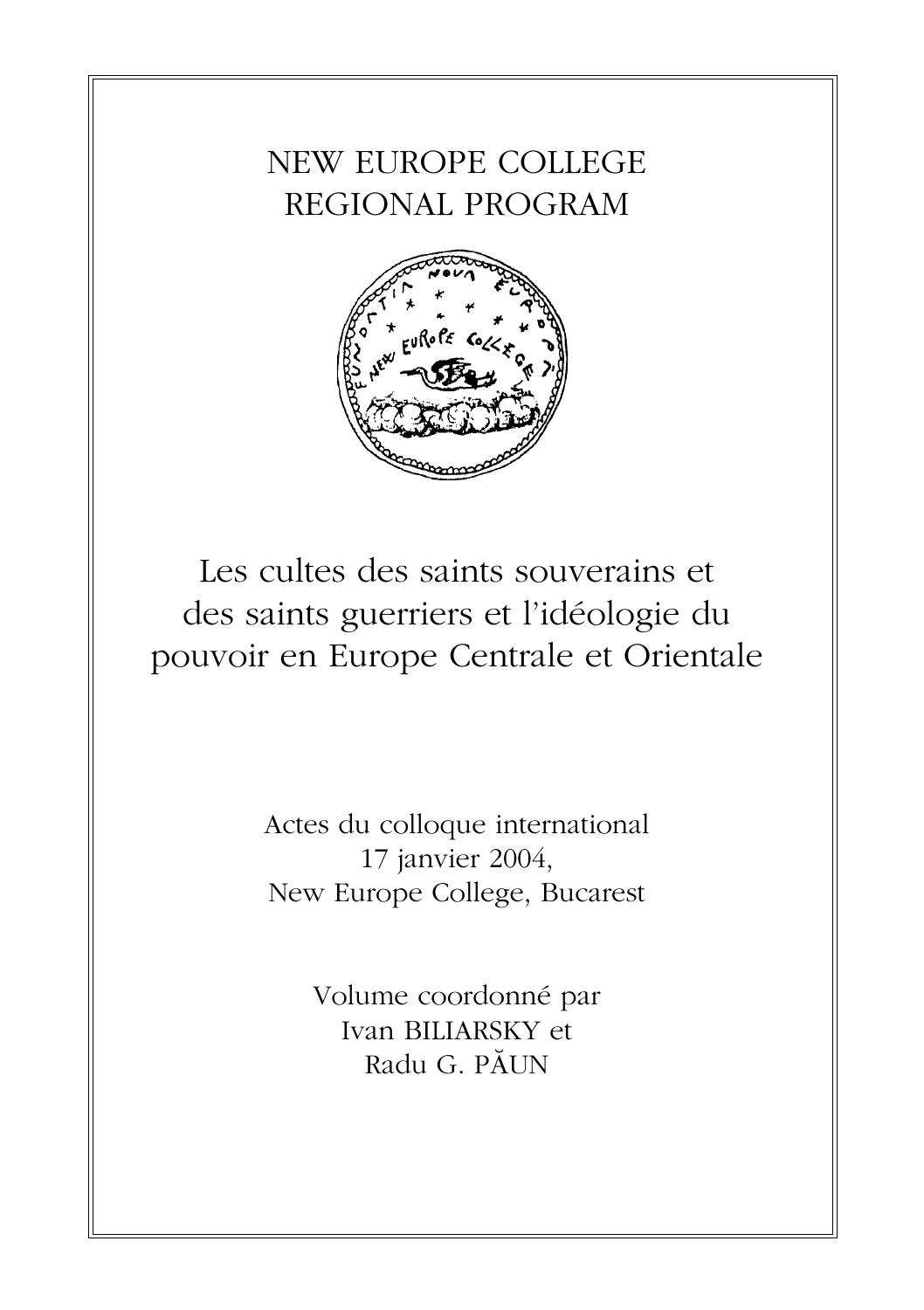NEW EUROPE COLLEGE
REGIONAL PROGRAM

# Les cultes des saints souverains et des saints guerriers et l'idéologie du pouvoir en Europe Centrale et Orientale

Actes du colloque international
17 janvier 2004,
New Europe College, Bucarest

Volume coordonné par
Ivan BILIARSKY et
Radu G. PĂUN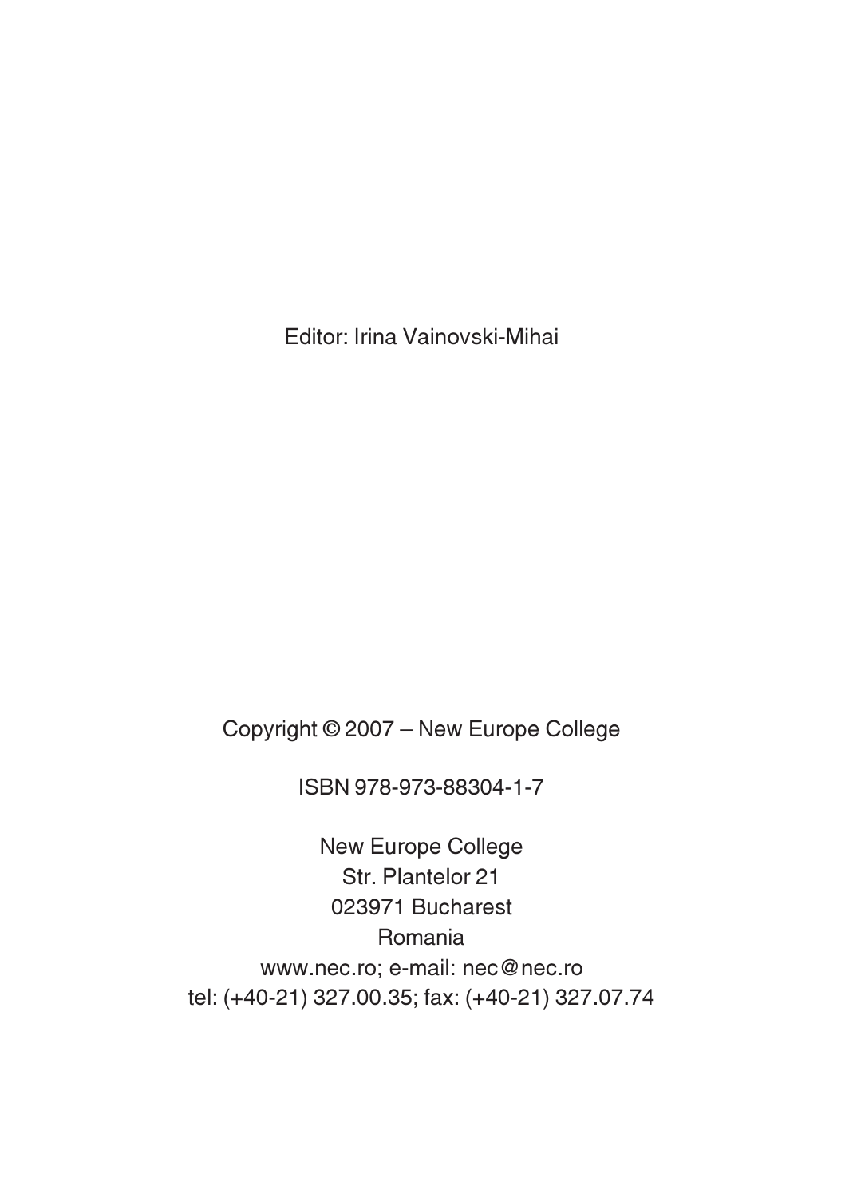Editor: Irina Vainovski-Mihai

Copyright © 2007 – New Europe College

ISBN 978-973-88304-1-7

New Europe College
Str. Plantelor 21
023971 Bucharest
Romania
www.nec.ro; e-mail: nec@nec.ro
tel: (+40-21) 327.00.35; fax: (+40-21) 327.07.74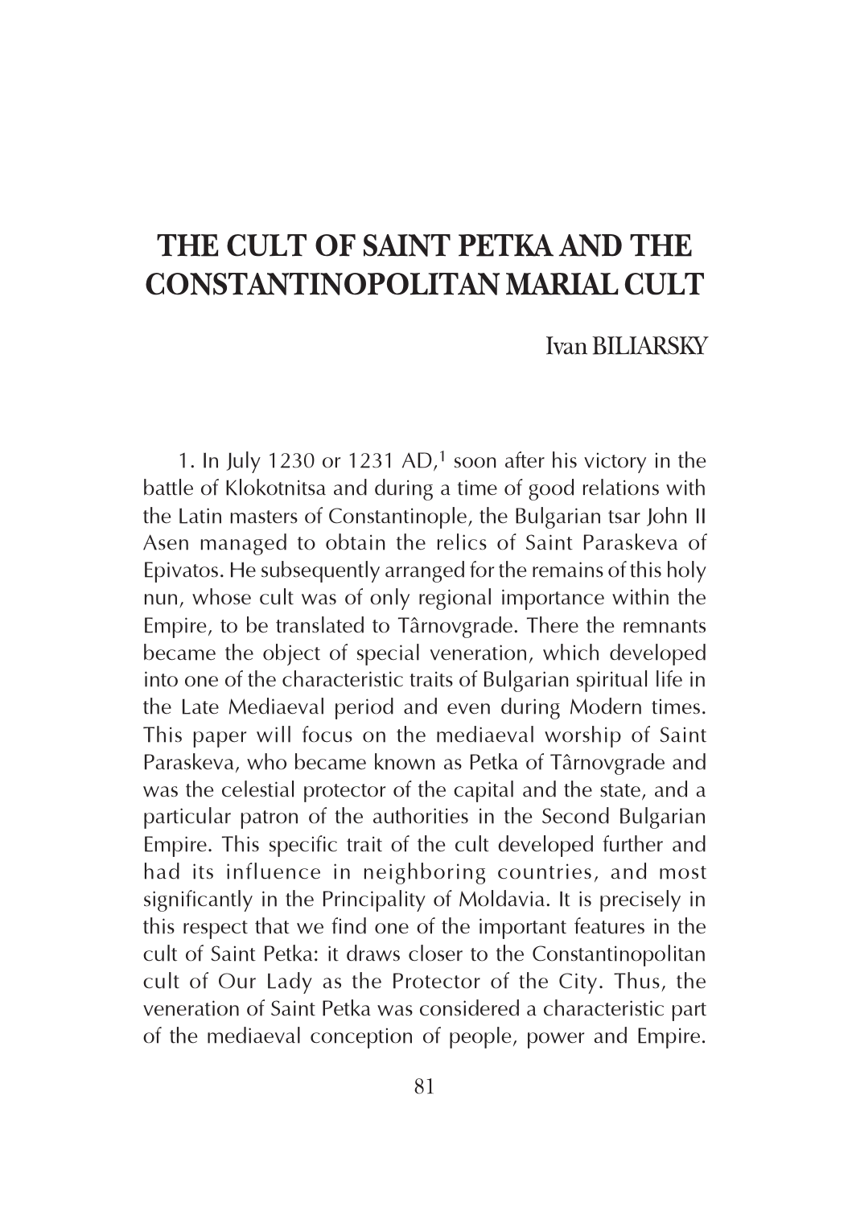# THE CULT OF SAINT PETKA AND THE CONSTANTINOPOLITAN MARIAL CULT

Ivan BILIARSKY

1. In July 1230 or 1231 AD,[1] soon after his victory in the battle of Klokotnitsa and during a time of good relations with the Latin masters of Constantinople, the Bulgarian tsar John II Asen managed to obtain the relics of Saint Paraskeva of Epivatos. He subsequently arranged for the remains of this holy nun, whose cult was of only regional importance within the Empire, to be translated to Târnovgrade. There the remnants became the object of special veneration, which developed into one of the characteristic traits of Bulgarian spiritual life in the Late Mediaeval period and even during Modern times. This paper will focus on the mediaeval worship of Saint Paraskeva, who became known as Petka of Târnovgrade and was the celestial protector of the capital and the state, and a particular patron of the authorities in the Second Bulgarian Empire. This specific trait of the cult developed further and had its influence in neighboring countries, and most significantly in the Principality of Moldavia. It is precisely in this respect that we find one of the important features in the cult of Saint Petka: it draws closer to the Constantinopolitan cult of Our Lady as the Protector of the City. Thus, the veneration of Saint Petka was considered a characteristic part of the mediaeval conception of people, power and Empire.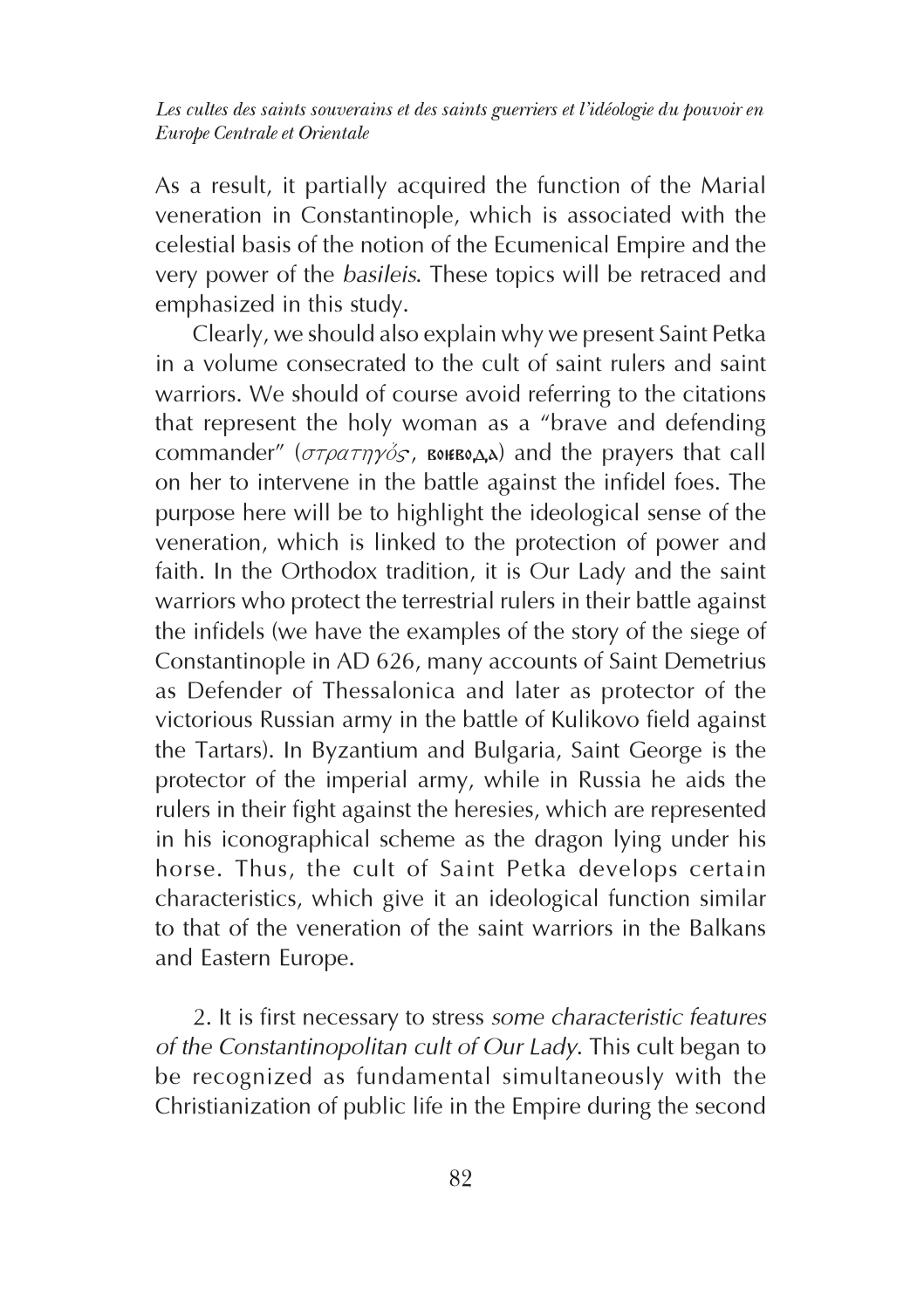As a result, it partially acquired the function of the Marial veneration in Constantinople, which is associated with the celestial basis of the notion of the Ecumenical Empire and the very power of the *basileis*. These topics will be retraced and emphasized in this study.

Clearly, we should also explain why we present Saint Petka in a volume consecrated to the cult of saint rulers and saint warriors. We should of course avoid referring to the citations that represent the holy woman as a "brave and defending commander" (*στρατηγός*, воєвода) and the prayers that call on her to intervene in the battle against the infidel foes. The purpose here will be to highlight the ideological sense of the veneration, which is linked to the protection of power and faith. In the Orthodox tradition, it is Our Lady and the saint warriors who protect the terrestrial rulers in their battle against the infidels (we have the examples of the story of the siege of Constantinople in AD 626, many accounts of Saint Demetrius as Defender of Thessalonica and later as protector of the victorious Russian army in the battle of Kulikovo field against the Tartars). In Byzantium and Bulgaria, Saint George is the protector of the imperial army, while in Russia he aids the rulers in their fight against the heresies, which are represented in his iconographical scheme as the dragon lying under his horse. Thus, the cult of Saint Petka develops certain characteristics, which give it an ideological function similar to that of the veneration of the saint warriors in the Balkans and Eastern Europe.

2. It is first necessary to stress *some characteristic features of the Constantinopolitan cult of Our Lady*. This cult began to be recognized as fundamental simultaneously with the Christianization of public life in the Empire during the second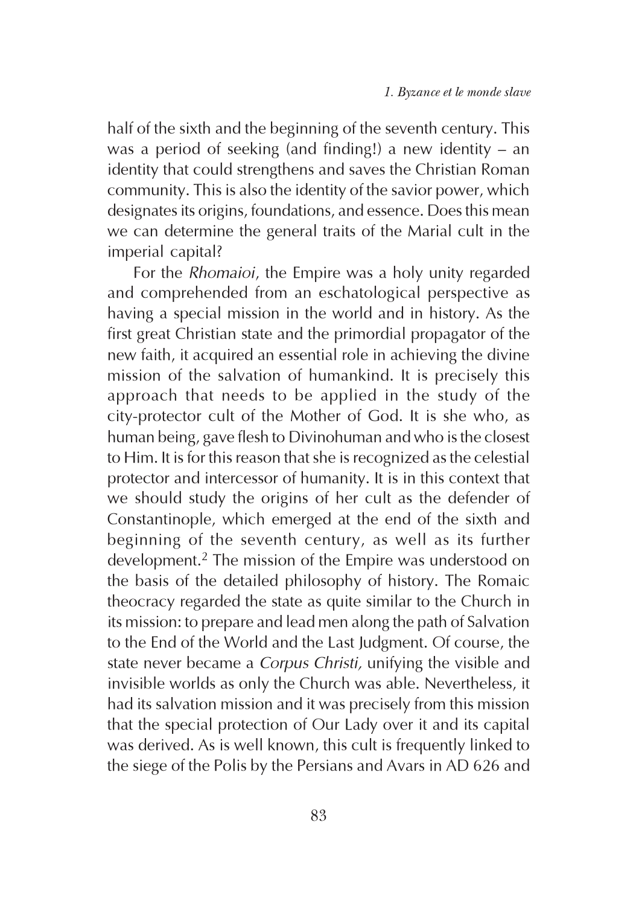half of the sixth and the beginning of the seventh century. This was a period of seeking (and finding!) a new identity – an identity that could strengthens and saves the Christian Roman community. This is also the identity of the savior power, which designates its origins, foundations, and essence. Does this mean we can determine the general traits of the Marial cult in the imperial capital?

For the *Rhomaioi*, the Empire was a holy unity regarded and comprehended from an eschatological perspective as having a special mission in the world and in history. As the first great Christian state and the primordial propagator of the new faith, it acquired an essential role in achieving the divine mission of the salvation of humankind. It is precisely this approach that needs to be applied in the study of the city-protector cult of the Mother of God. It is she who, as human being, gave flesh to Divinohuman and who is the closest to Him. It is for this reason that she is recognized as the celestial protector and intercessor of humanity. It is in this context that we should study the origins of her cult as the defender of Constantinople, which emerged at the end of the sixth and beginning of the seventh century, as well as its further development.[2] The mission of the Empire was understood on the basis of the detailed philosophy of history. The Romaic theocracy regarded the state as quite similar to the Church in its mission: to prepare and lead men along the path of Salvation to the End of the World and the Last Judgment. Of course, the state never became a *Corpus Christi,* unifying the visible and invisible worlds as only the Church was able. Nevertheless, it had its salvation mission and it was precisely from this mission that the special protection of Our Lady over it and its capital was derived. As is well known, this cult is frequently linked to the siege of the Polis by the Persians and Avars in AD 626 and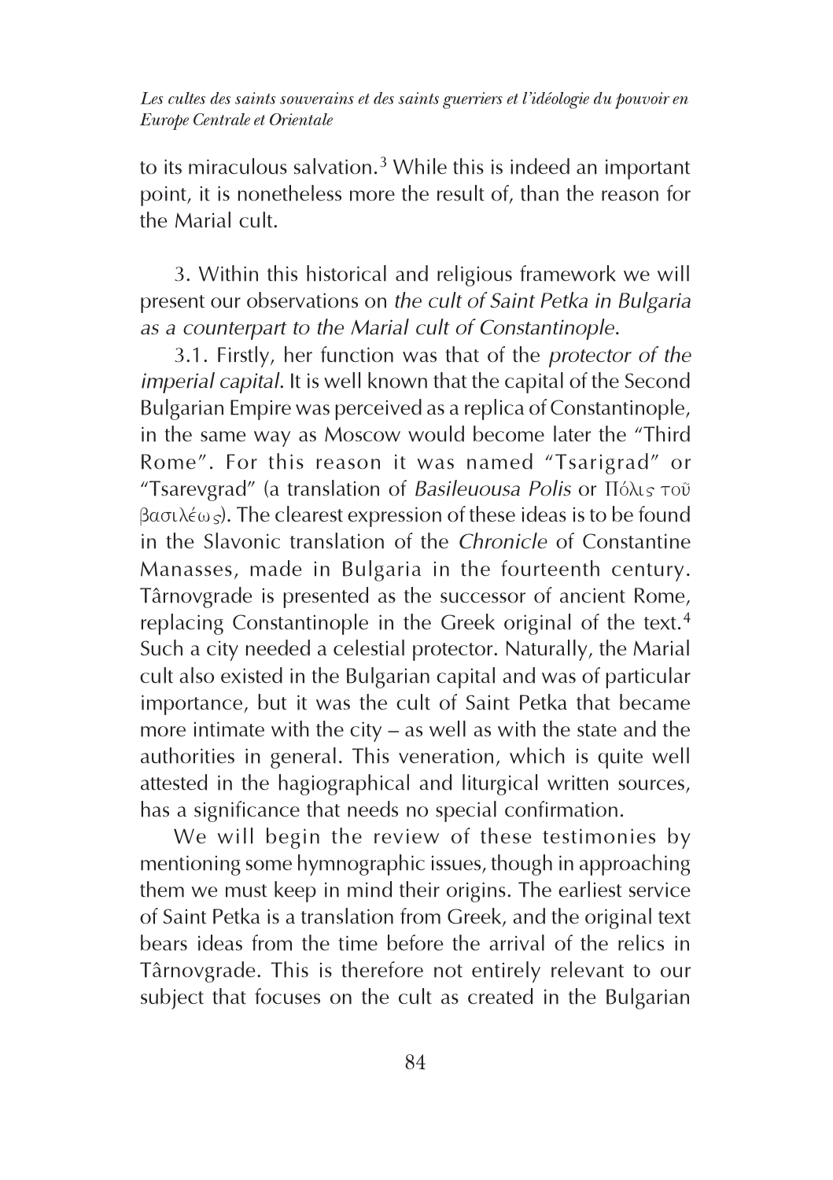to its miraculous salvation.[3] While this is indeed an important point, it is nonetheless more the result of, than the reason for the Marial cult.

3. Within this historical and religious framework we will present our observations on *the cult of Saint Petka in Bulgaria as a counterpart to the Marial cult of Constantinople*.

3.1. Firstly, her function was that of the *protector of the imperial capital*. It is well known that the capital of the Second Bulgarian Empire was perceived as a replica of Constantinople, in the same way as Moscow would become later the "Third Rome". For this reason it was named "Tsarigrad" or "Tsarevgrad" (a translation of *Basileuousa Polis* or Πόλις τοῦ βασιλέως). The clearest expression of these ideas is to be found in the Slavonic translation of the *Chronicle* of Constantine Manasses, made in Bulgaria in the fourteenth century. Târnovgrade is presented as the successor of ancient Rome, replacing Constantinople in the Greek original of the text.[4] Such a city needed a celestial protector. Naturally, the Marial cult also existed in the Bulgarian capital and was of particular importance, but it was the cult of Saint Petka that became more intimate with the city – as well as with the state and the authorities in general. This veneration, which is quite well attested in the hagiographical and liturgical written sources, has a significance that needs no special confirmation.

We will begin the review of these testimonies by mentioning some hymnographic issues, though in approaching them we must keep in mind their origins. The earliest service of Saint Petka is a translation from Greek, and the original text bears ideas from the time before the arrival of the relics in Târnovgrade. This is therefore not entirely relevant to our subject that focuses on the cult as created in the Bulgarian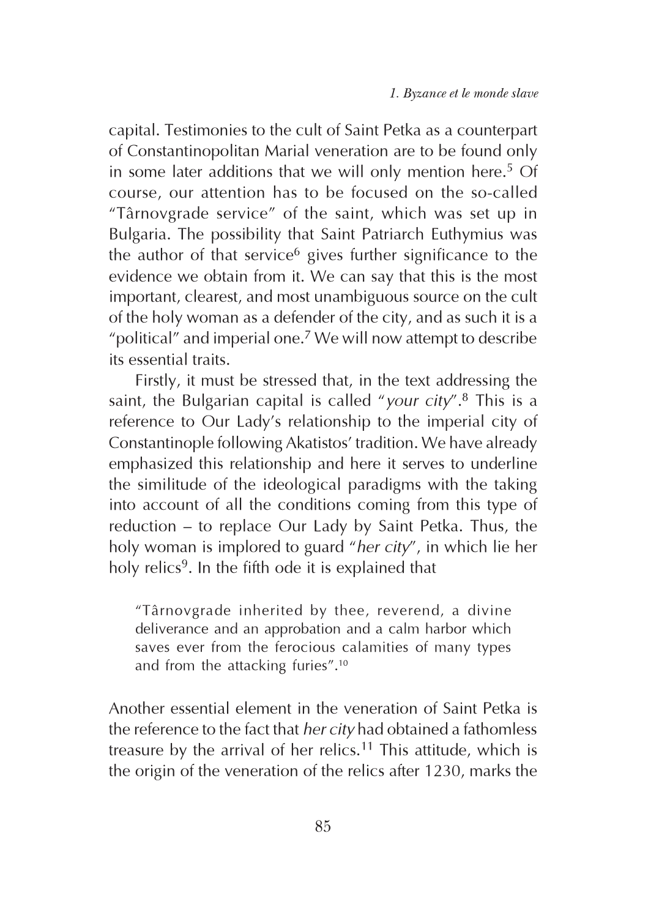capital. Testimonies to the cult of Saint Petka as a counterpart of Constantinopolitan Marial veneration are to be found only in some later additions that we will only mention here.[5] Of course, our attention has to be focused on the so-called "Târnovgrade service" of the saint, which was set up in Bulgaria. The possibility that Saint Patriarch Euthymius was the author of that service[6] gives further significance to the evidence we obtain from it. We can say that this is the most important, clearest, and most unambiguous source on the cult of the holy woman as a defender of the city, and as such it is a "political" and imperial one.[7] We will now attempt to describe its essential traits.

Firstly, it must be stressed that, in the text addressing the saint, the Bulgarian capital is called "*your city*".[8] This is a reference to Our Lady's relationship to the imperial city of Constantinople following Akatistos' tradition. We have already emphasized this relationship and here it serves to underline the similitude of the ideological paradigms with the taking into account of all the conditions coming from this type of reduction – to replace Our Lady by Saint Petka. Thus, the holy woman is implored to guard "*her city*", in which lie her holy relics[9]. In the fifth ode it is explained that

> "Târnovgrade inherited by thee, reverend, a divine deliverance and an approbation and a calm harbor which saves ever from the ferocious calamities of many types and from the attacking furies".[10]

Another essential element in the veneration of Saint Petka is the reference to the fact that *her city* had obtained a fathomless treasure by the arrival of her relics.[11] This attitude, which is the origin of the veneration of the relics after 1230, marks the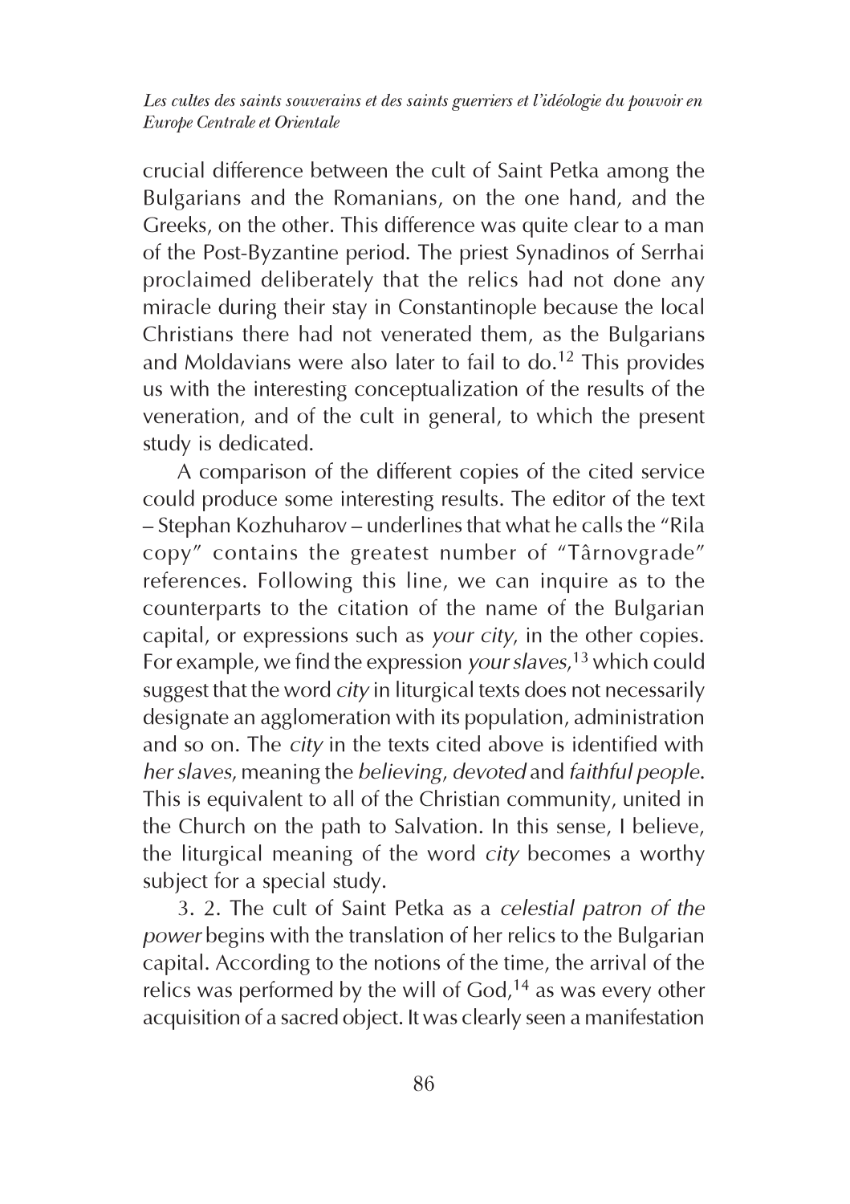crucial difference between the cult of Saint Petka among the Bulgarians and the Romanians, on the one hand, and the Greeks, on the other. This difference was quite clear to a man of the Post-Byzantine period. The priest Synadinos of Serrhai proclaimed deliberately that the relics had not done any miracle during their stay in Constantinople because the local Christians there had not venerated them, as the Bulgarians and Moldavians were also later to fail to do.[12] This provides us with the interesting conceptualization of the results of the veneration, and of the cult in general, to which the present study is dedicated.

A comparison of the different copies of the cited service could produce some interesting results. The editor of the text – Stephan Kozhuharov – underlines that what he calls the "Rila copy" contains the greatest number of "Târnovgrade" references. Following this line, we can inquire as to the counterparts to the citation of the name of the Bulgarian capital, or expressions such as *your city*, in the other copies. For example, we find the expression *your slaves*,[13] which could suggest that the word *city* in liturgical texts does not necessarily designate an agglomeration with its population, administration and so on. The *city* in the texts cited above is identified with *her slaves*, meaning the *believing*, *devoted* and *faithful people*. This is equivalent to all of the Christian community, united in the Church on the path to Salvation. In this sense, I believe, the liturgical meaning of the word *city* becomes a worthy subject for a special study.

3. 2. The cult of Saint Petka as a *celestial patron of the power* begins with the translation of her relics to the Bulgarian capital. According to the notions of the time, the arrival of the relics was performed by the will of God,[14] as was every other acquisition of a sacred object. It was clearly seen a manifestation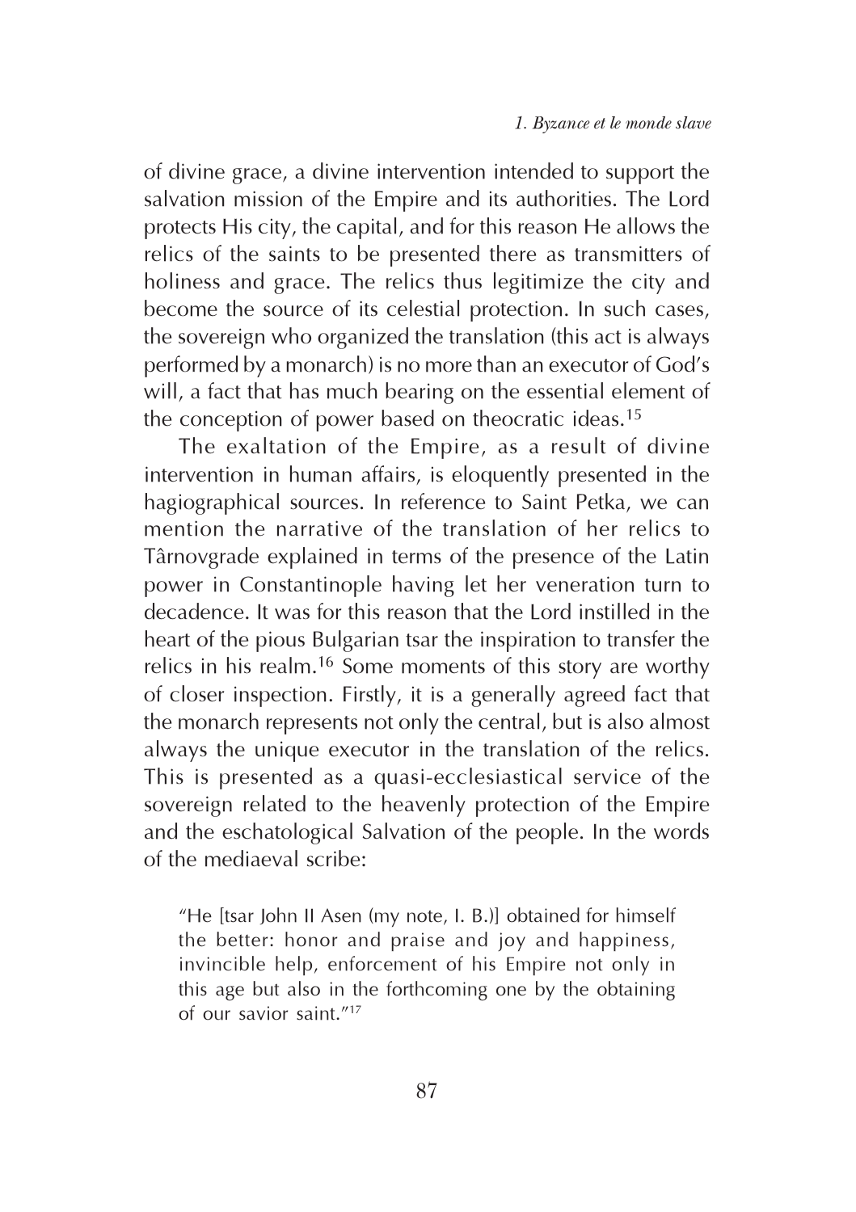of divine grace, a divine intervention intended to support the salvation mission of the Empire and its authorities. The Lord protects His city, the capital, and for this reason He allows the relics of the saints to be presented there as transmitters of holiness and grace. The relics thus legitimize the city and become the source of its celestial protection. In such cases, the sovereign who organized the translation (this act is always performed by a monarch) is no more than an executor of God's will, a fact that has much bearing on the essential element of the conception of power based on theocratic ideas.[15]

The exaltation of the Empire, as a result of divine intervention in human affairs, is eloquently presented in the hagiographical sources. In reference to Saint Petka, we can mention the narrative of the translation of her relics to Târnovgrade explained in terms of the presence of the Latin power in Constantinople having let her veneration turn to decadence. It was for this reason that the Lord instilled in the heart of the pious Bulgarian tsar the inspiration to transfer the relics in his realm.[16] Some moments of this story are worthy of closer inspection. Firstly, it is a generally agreed fact that the monarch represents not only the central, but is also almost always the unique executor in the translation of the relics. This is presented as a quasi-ecclesiastical service of the sovereign related to the heavenly protection of the Empire and the eschatological Salvation of the people. In the words of the mediaeval scribe:

> "He [tsar John II Asen (my note, I. B.)] obtained for himself the better: honor and praise and joy and happiness, invincible help, enforcement of his Empire not only in this age but also in the forthcoming one by the obtaining of our savior saint."[17]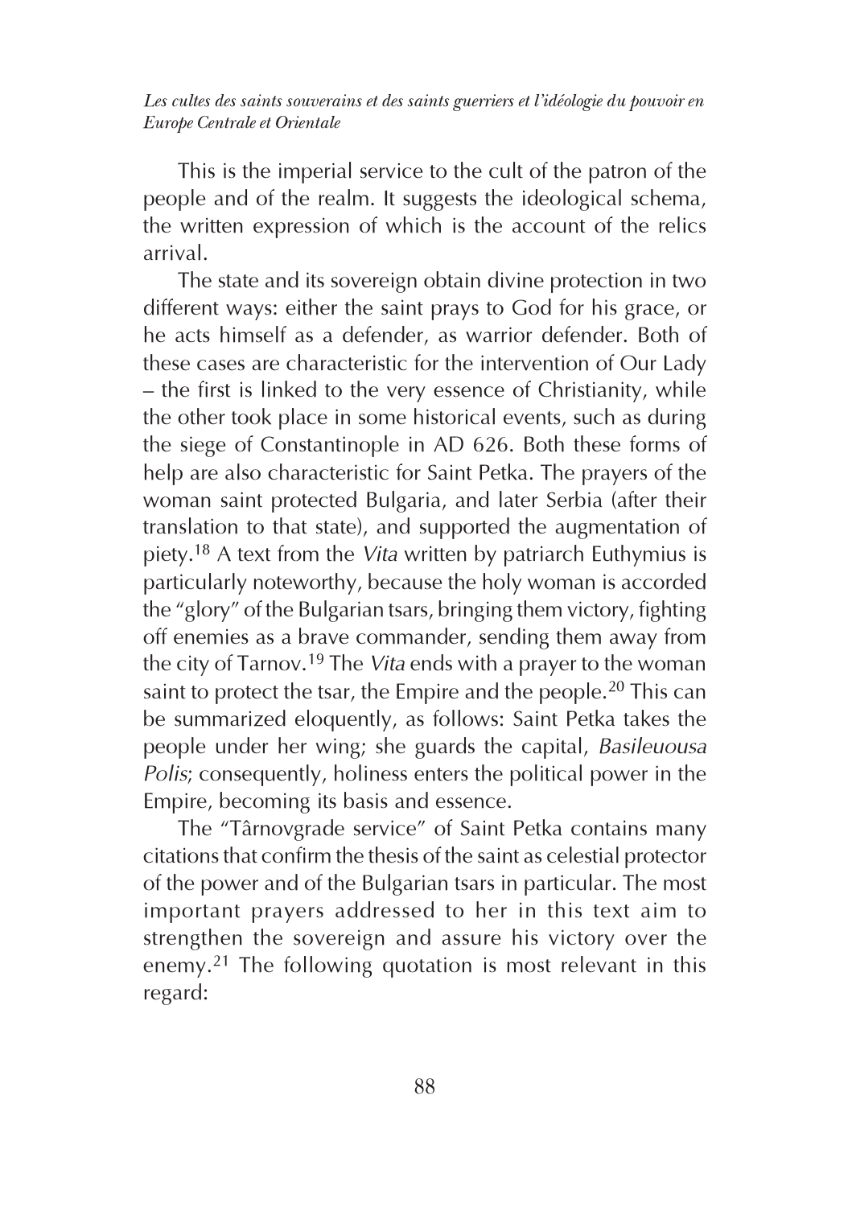This is the imperial service to the cult of the patron of the people and of the realm. It suggests the ideological schema, the written expression of which is the account of the relics arrival.

The state and its sovereign obtain divine protection in two different ways: either the saint prays to God for his grace, or he acts himself as a defender, as warrior defender. Both of these cases are characteristic for the intervention of Our Lady – the first is linked to the very essence of Christianity, while the other took place in some historical events, such as during the siege of Constantinople in AD 626. Both these forms of help are also characteristic for Saint Petka. The prayers of the woman saint protected Bulgaria, and later Serbia (after their translation to that state), and supported the augmentation of piety.[18] A text from the *Vita* written by patriarch Euthymius is particularly noteworthy, because the holy woman is accorded the "glory" of the Bulgarian tsars, bringing them victory, fighting off enemies as a brave commander, sending them away from the city of Tarnov.[19] The *Vita* ends with a prayer to the woman saint to protect the tsar, the Empire and the people.[20] This can be summarized eloquently, as follows: Saint Petka takes the people under her wing; she guards the capital, *Basileuousa Polis*; consequently, holiness enters the political power in the Empire, becoming its basis and essence.

The "Târnovgrade service" of Saint Petka contains many citations that confirm the thesis of the saint as celestial protector of the power and of the Bulgarian tsars in particular. The most important prayers addressed to her in this text aim to strengthen the sovereign and assure his victory over the enemy.[21] The following quotation is most relevant in this regard: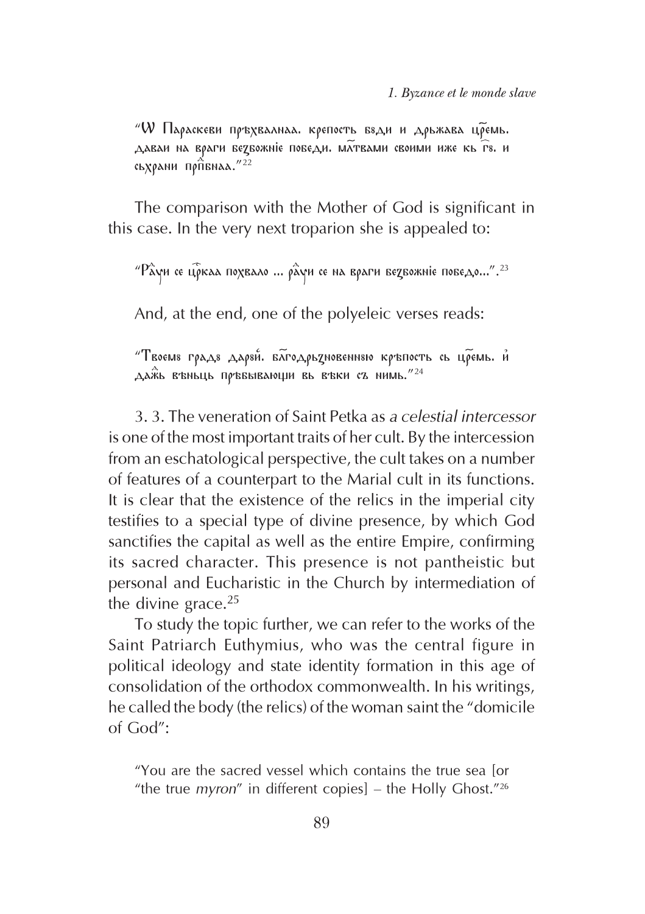"Ѡ Параскеви прѣхвалнаа. крепость бѫди и дрьжава цремь. даваи на враги безбожніе победи. млтвами своими иже кь гѫ. и сьхрани прпбнаа."[22]

The comparison with the Mother of God is significant in this case. In the very next troparion she is appealed to:

"Радуи се цркаа похвало ... радуи се на враги безбожніе победо...".[23]

And, at the end, one of the polyeleic verses reads:

"Твоемѫ градѫ дарѫи. благодрьзновеннѫю крѣпость сь цремь. и дажь вѣнць прѣбываюци вь вѣки съ нимь."[24]

3. 3. The veneration of Saint Petka as *a celestial intercessor* is one of the most important traits of her cult. By the intercession from an eschatological perspective, the cult takes on a number of features of a counterpart to the Marial cult in its functions. It is clear that the existence of the relics in the imperial city testifies to a special type of divine presence, by which God sanctifies the capital as well as the entire Empire, confirming its sacred character. This presence is not pantheistic but personal and Eucharistic in the Church by intermediation of the divine grace.[25]

To study the topic further, we can refer to the works of the Saint Patriarch Euthymius, who was the central figure in political ideology and state identity formation in this age of consolidation of the orthodox commonwealth. In his writings, he called the body (the relics) of the woman saint the "domicile of God":

"You are the sacred vessel which contains the true sea [or "the true *myron*" in different copies] – the Holly Ghost."[26]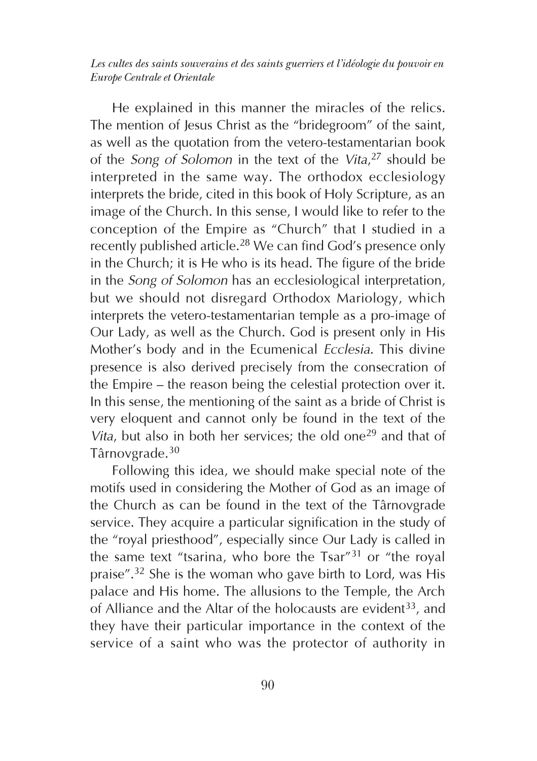He explained in this manner the miracles of the relics. The mention of Jesus Christ as the "bridegroom" of the saint, as well as the quotation from the vetero-testamentarian book of the *Song of Solomon* in the text of the *Vita*,[27] should be interpreted in the same way. The orthodox ecclesiology interprets the bride, cited in this book of Holy Scripture, as an image of the Church. In this sense, I would like to refer to the conception of the Empire as "Church" that I studied in a recently published article.[28] We can find God's presence only in the Church; it is He who is its head. The figure of the bride in the *Song of Solomon* has an ecclesiological interpretation, but we should not disregard Orthodox Mariology, which interprets the vetero-testamentarian temple as a pro-image of Our Lady, as well as the Church. God is present only in His Mother's body and in the Ecumenical *Ecclesia*. This divine presence is also derived precisely from the consecration of the Empire – the reason being the celestial protection over it. In this sense, the mentioning of the saint as a bride of Christ is very eloquent and cannot only be found in the text of the *Vita*, but also in both her services; the old one[29] and that of Târnovgrade.[30]

Following this idea, we should make special note of the motifs used in considering the Mother of God as an image of the Church as can be found in the text of the Târnovgrade service. They acquire a particular signification in the study of the "royal priesthood", especially since Our Lady is called in the same text "tsarina, who bore the Tsar"[31] or "the royal praise".[32] She is the woman who gave birth to Lord, was His palace and His home. The allusions to the Temple, the Arch of Alliance and the Altar of the holocausts are evident[33], and they have their particular importance in the context of the service of a saint who was the protector of authority in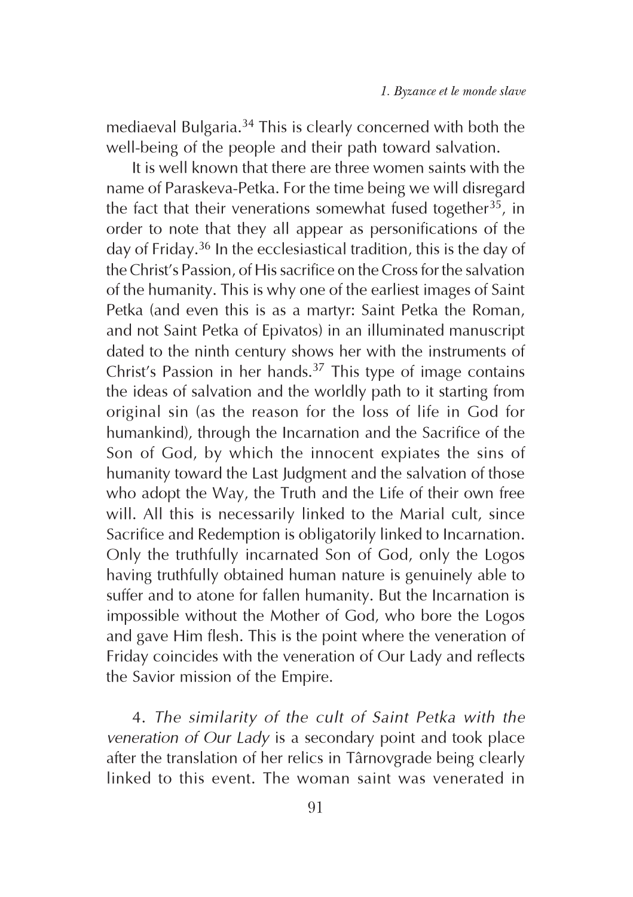mediaeval Bulgaria.[34] This is clearly concerned with both the well-being of the people and their path toward salvation.

It is well known that there are three women saints with the name of Paraskeva-Petka. For the time being we will disregard the fact that their venerations somewhat fused together[35], in order to note that they all appear as personifications of the day of Friday.[36] In the ecclesiastical tradition, this is the day of the Christ's Passion, of His sacrifice on the Cross for the salvation of the humanity. This is why one of the earliest images of Saint Petka (and even this is as a martyr: Saint Petka the Roman, and not Saint Petka of Epivatos) in an illuminated manuscript dated to the ninth century shows her with the instruments of Christ's Passion in her hands.[37] This type of image contains the ideas of salvation and the worldly path to it starting from original sin (as the reason for the loss of life in God for humankind), through the Incarnation and the Sacrifice of the Son of God, by which the innocent expiates the sins of humanity toward the Last Judgment and the salvation of those who adopt the Way, the Truth and the Life of their own free will. All this is necessarily linked to the Marial cult, since Sacrifice and Redemption is obligatorily linked to Incarnation. Only the truthfully incarnated Son of God, only the Logos having truthfully obtained human nature is genuinely able to suffer and to atone for fallen humanity. But the Incarnation is impossible without the Mother of God, who bore the Logos and gave Him flesh. This is the point where the veneration of Friday coincides with the veneration of Our Lady and reflects the Savior mission of the Empire.

4. *The similarity of the cult of Saint Petka with the veneration of Our Lady* is a secondary point and took place after the translation of her relics in Târnovgrade being clearly linked to this event. The woman saint was venerated in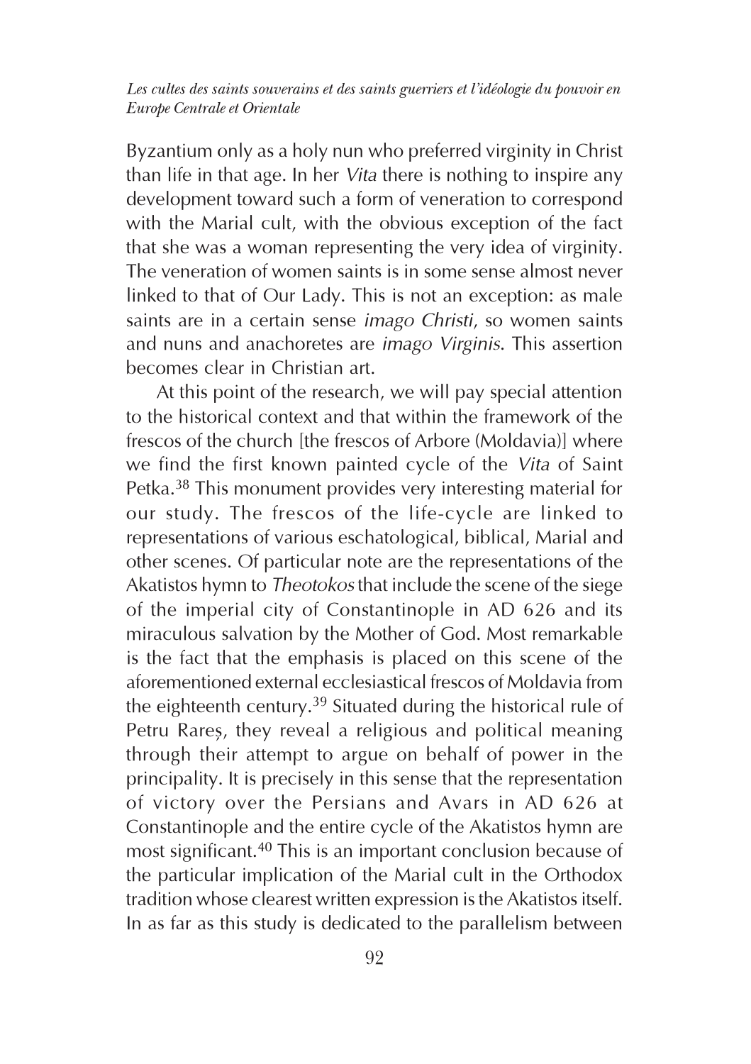Byzantium only as a holy nun who preferred virginity in Christ than life in that age. In her *Vita* there is nothing to inspire any development toward such a form of veneration to correspond with the Marial cult, with the obvious exception of the fact that she was a woman representing the very idea of virginity. The veneration of women saints is in some sense almost never linked to that of Our Lady. This is not an exception: as male saints are in a certain sense *imago Christi*, so women saints and nuns and anachoretes are *imago Virginis*. This assertion becomes clear in Christian art.

At this point of the research, we will pay special attention to the historical context and that within the framework of the frescos of the church [the frescos of Arbore (Moldavia)] where we find the first known painted cycle of the *Vita* of Saint Petka.[38] This monument provides very interesting material for our study. The frescos of the life-cycle are linked to representations of various eschatological, biblical, Marial and other scenes. Of particular note are the representations of the Akatistos hymn to *Theotokos* that include the scene of the siege of the imperial city of Constantinople in AD 626 and its miraculous salvation by the Mother of God. Most remarkable is the fact that the emphasis is placed on this scene of the aforementioned external ecclesiastical frescos of Moldavia from the eighteenth century.[39] Situated during the historical rule of Petru Rareș, they reveal a religious and political meaning through their attempt to argue on behalf of power in the principality. It is precisely in this sense that the representation of victory over the Persians and Avars in AD 626 at Constantinople and the entire cycle of the Akatistos hymn are most significant.[40] This is an important conclusion because of the particular implication of the Marial cult in the Orthodox tradition whose clearest written expression is the Akatistos itself. In as far as this study is dedicated to the parallelism between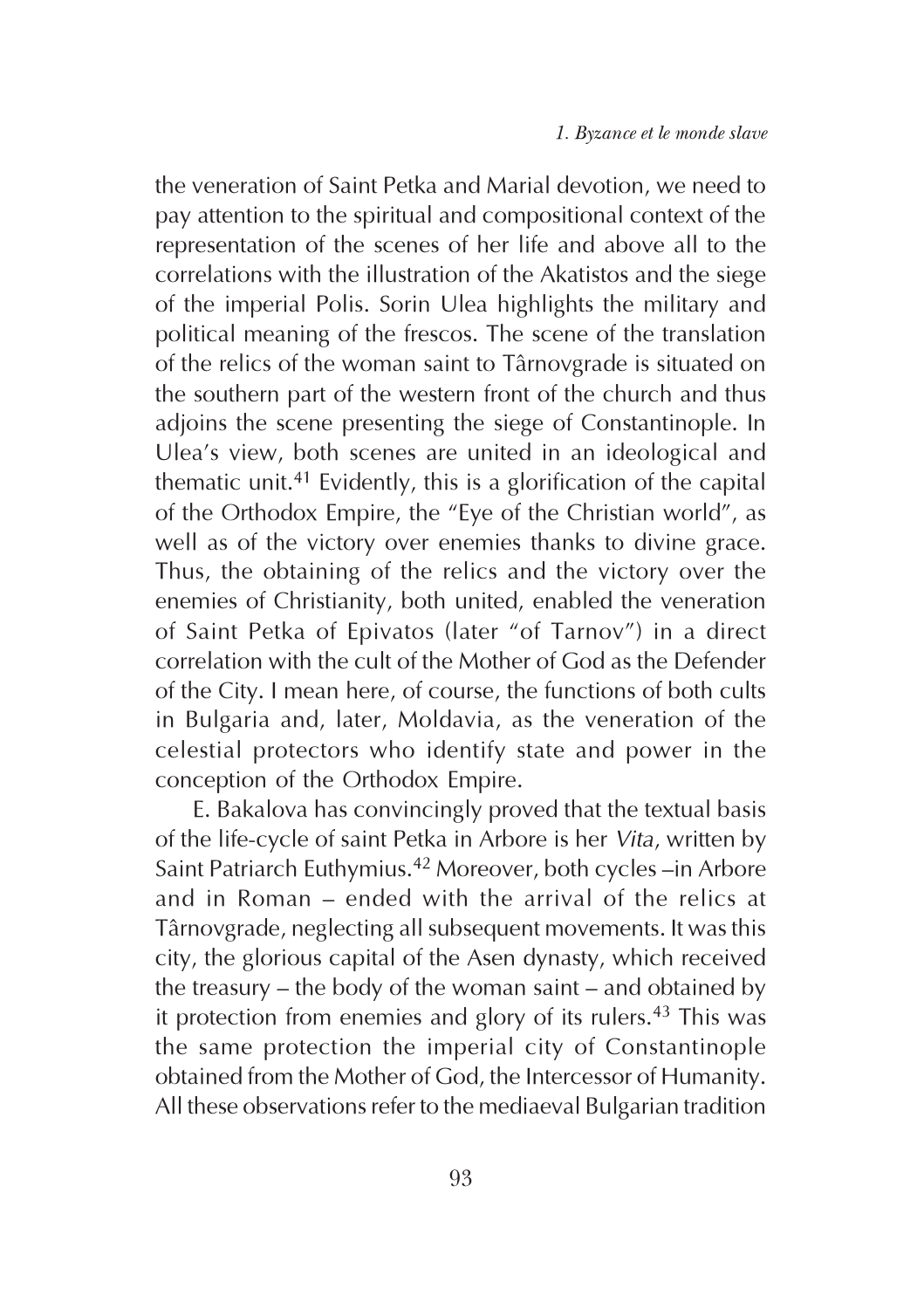the veneration of Saint Petka and Marial devotion, we need to pay attention to the spiritual and compositional context of the representation of the scenes of her life and above all to the correlations with the illustration of the Akatistos and the siege of the imperial Polis. Sorin Ulea highlights the military and political meaning of the frescos. The scene of the translation of the relics of the woman saint to Târnovgrade is situated on the southern part of the western front of the church and thus adjoins the scene presenting the siege of Constantinople. In Ulea's view, both scenes are united in an ideological and thematic unit.[41] Evidently, this is a glorification of the capital of the Orthodox Empire, the "Eye of the Christian world", as well as of the victory over enemies thanks to divine grace. Thus, the obtaining of the relics and the victory over the enemies of Christianity, both united, enabled the veneration of Saint Petka of Epivatos (later "of Tarnov") in a direct correlation with the cult of the Mother of God as the Defender of the City. I mean here, of course, the functions of both cults in Bulgaria and, later, Moldavia, as the veneration of the celestial protectors who identify state and power in the conception of the Orthodox Empire.

E. Bakalova has convincingly proved that the textual basis of the life-cycle of saint Petka in Arbore is her *Vita*, written by Saint Patriarch Euthymius.[42] Moreover, both cycles –in Arbore and in Roman – ended with the arrival of the relics at Târnovgrade, neglecting all subsequent movements. It was this city, the glorious capital of the Asen dynasty, which received the treasury – the body of the woman saint – and obtained by it protection from enemies and glory of its rulers.[43] This was the same protection the imperial city of Constantinople obtained from the Mother of God, the Intercessor of Humanity. All these observations refer to the mediaeval Bulgarian tradition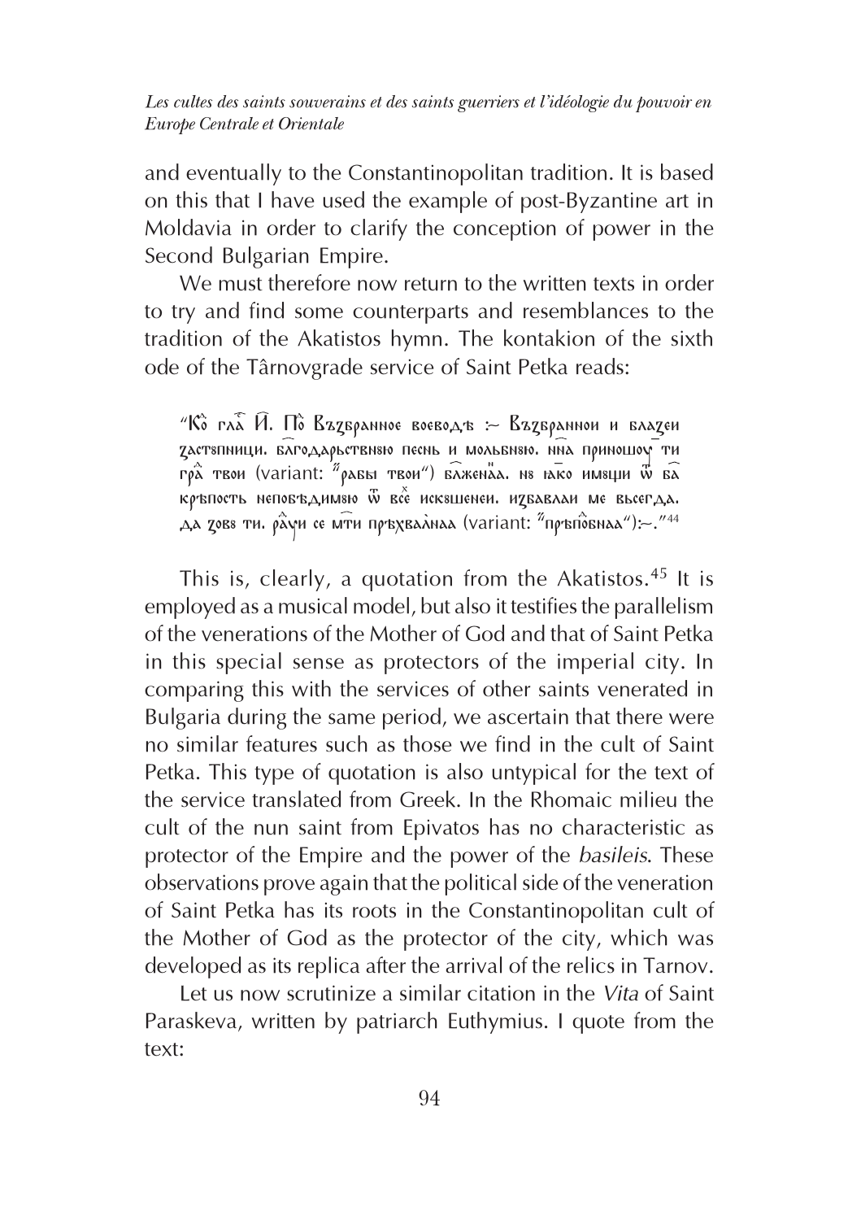and eventually to the Constantinopolitan tradition. It is based on this that I have used the example of post-Byzantine art in Moldavia in order to clarify the conception of power in the Second Bulgarian Empire.

We must therefore now return to the written texts in order to try and find some counterparts and resemblances to the tradition of the Akatistos hymn. The kontakion of the sixth ode of the Târnovgrade service of Saint Petka reads:

> "К҃о гл҃а И҃. П҃о Възбранное воеводѣ :~ Възбраннои и благеи застѹпници. бл҃годарьственѹю песнь и мольбнѹю. нн҃а приношоу ти гр҃а твои (variant: "рабы твои") бл҃женаа. нѹ іако имѹщи ѿ б҃а крѣпость непобѣдимѹю ѿ всѣ искѹшенеи. избавлаи ме въсегда. да зовѹ ти. ра҃дуи се м҃ти прѣхвалнаа (variant: "прѣп҃обнаа"):~."[44]

This is, clearly, a quotation from the Akatistos.[45] It is employed as a musical model, but also it testifies the parallelism of the venerations of the Mother of God and that of Saint Petka in this special sense as protectors of the imperial city. In comparing this with the services of other saints venerated in Bulgaria during the same period, we ascertain that there were no similar features such as those we find in the cult of Saint Petka. This type of quotation is also untypical for the text of the service translated from Greek. In the Rhomaic milieu the cult of the nun saint from Epivatos has no characteristic as protector of the Empire and the power of the *basileis*. These observations prove again that the political side of the veneration of Saint Petka has its roots in the Constantinopolitan cult of the Mother of God as the protector of the city, which was developed as its replica after the arrival of the relics in Tarnov.

Let us now scrutinize a similar citation in the *Vita* of Saint Paraskeva, written by patriarch Euthymius. I quote from the text: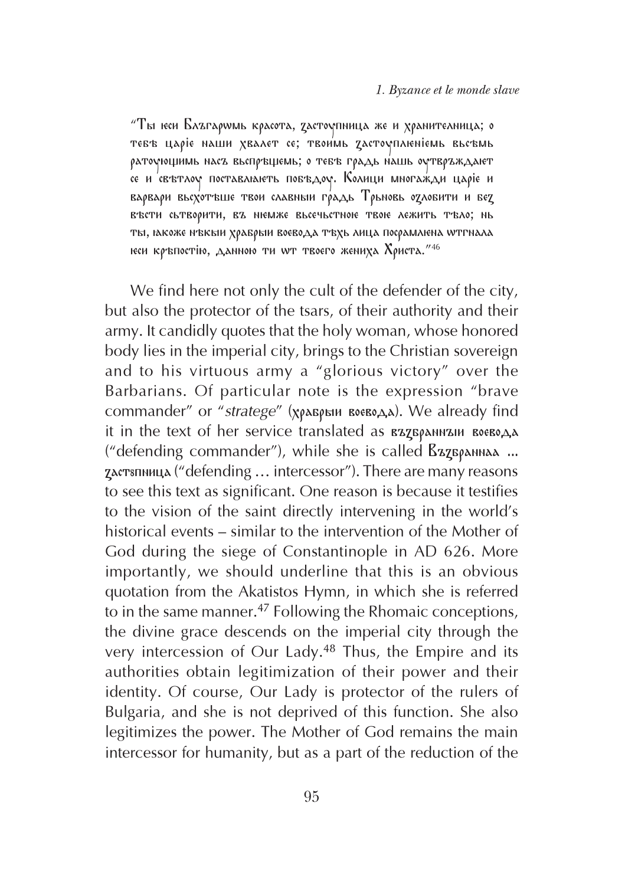"Ты юси Блъгаромь красота, застоупница же и хранителница; о тебѣ царіе наши хвалет се; твоимь застоуплюніемь въсѣмь ратоующимь насъ вьспрѣщемь; о тебѣ градь нашь оутвръждает се и свѣтлоу поставлюеть побѣдоу. Колици многажди царіе и варвари въсхотѣше твои славныи градь Трьновь озлобити и без вѣсти сьтворити, въ нюмже вьсечьстною твою лежить тѣло; нь ты, юкоже нѣкыи храбрыи воевода тѣхь лица посрамлюна wтгнала юси крѣпостію, данною ти wт твоего жениха Христа."[46]

We find here not only the cult of the defender of the city, but also the protector of the tsars, of their authority and their army. It candidly quotes that the holy woman, whose honored body lies in the imperial city, brings to the Christian sovereign and to his virtuous army a "glorious victory" over the Barbarians. Of particular note is the expression "brave commander" or "*stratege*" (храбрыи воевода). We already find it in the text of her service translated as възбраннъи воевода ("defending commander"), while she is called Възбраннаа ... застѫпница ("defending ... intercessor"). There are many reasons to see this text as significant. One reason is because it testifies to the vision of the saint directly intervening in the world's historical events – similar to the intervention of the Mother of God during the siege of Constantinople in AD 626. More importantly, we should underline that this is an obvious quotation from the Akatistos Hymn, in which she is referred to in the same manner.[47] Following the Rhomaic conceptions, the divine grace descends on the imperial city through the very intercession of Our Lady.[48] Thus, the Empire and its authorities obtain legitimization of their power and their identity. Of course, Our Lady is protector of the rulers of Bulgaria, and she is not deprived of this function. She also legitimizes the power. The Mother of God remains the main intercessor for humanity, but as a part of the reduction of the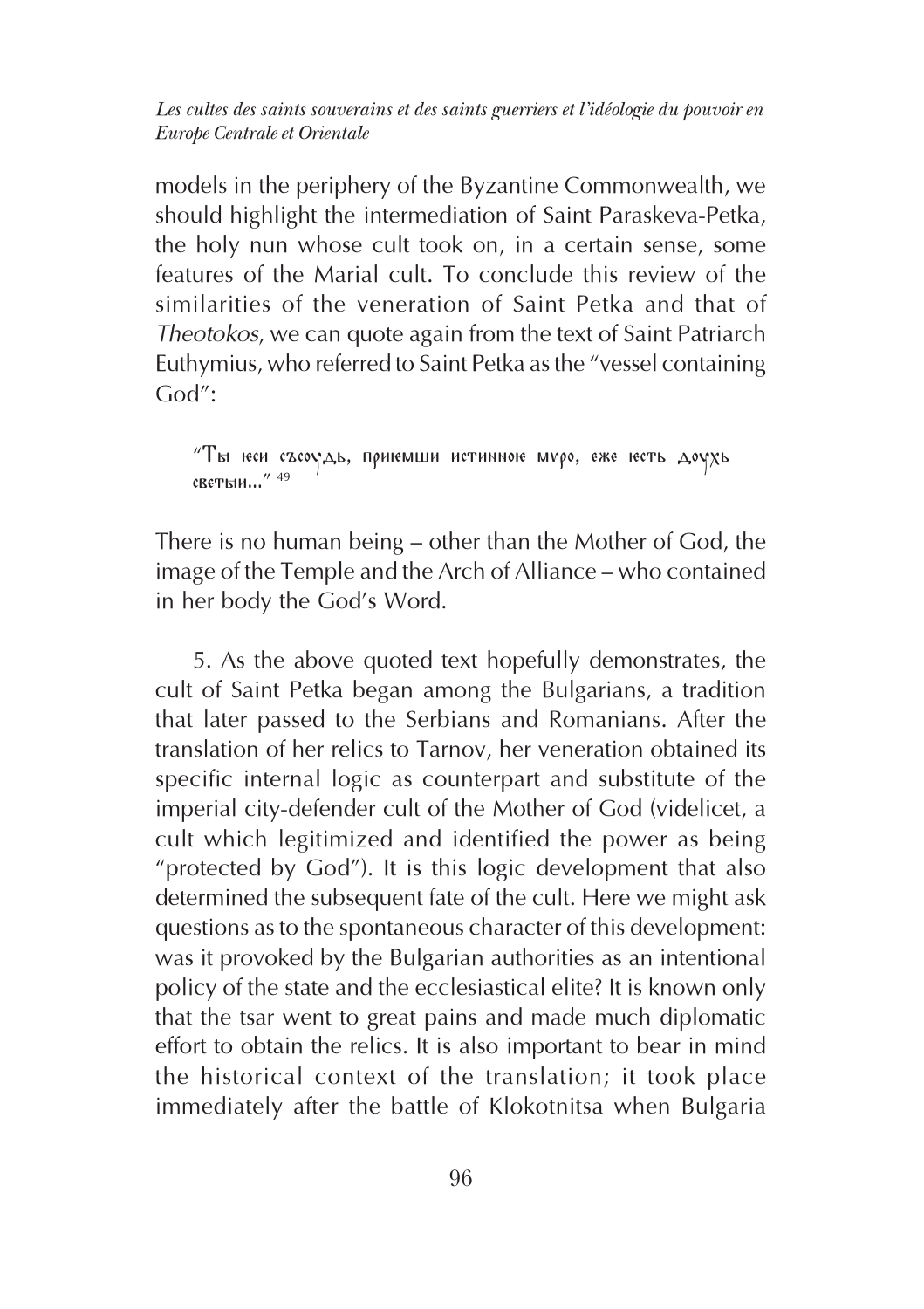models in the periphery of the Byzantine Commonwealth, we should highlight the intermediation of Saint Paraskeva-Petka, the holy nun whose cult took on, in a certain sense, some features of the Marial cult. To conclude this review of the similarities of the veneration of Saint Petka and that of *Theotokos*, we can quote again from the text of Saint Patriarch Euthymius, who referred to Saint Petka as the "vessel containing God":

> "Ты юси съсоудь, приюмши истинною мνро, еже юсть доухь светыи..." [49]

There is no human being – other than the Mother of God, the image of the Temple and the Arch of Alliance – who contained in her body the God's Word.

5. As the above quoted text hopefully demonstrates, the cult of Saint Petka began among the Bulgarians, a tradition that later passed to the Serbians and Romanians. After the translation of her relics to Tarnov, her veneration obtained its specific internal logic as counterpart and substitute of the imperial city-defender cult of the Mother of God (videlicet, a cult which legitimized and identified the power as being "protected by God"). It is this logic development that also determined the subsequent fate of the cult. Here we might ask questions as to the spontaneous character of this development: was it provoked by the Bulgarian authorities as an intentional policy of the state and the ecclesiastical elite? It is known only that the tsar went to great pains and made much diplomatic effort to obtain the relics. It is also important to bear in mind the historical context of the translation; it took place immediately after the battle of Klokotnitsa when Bulgaria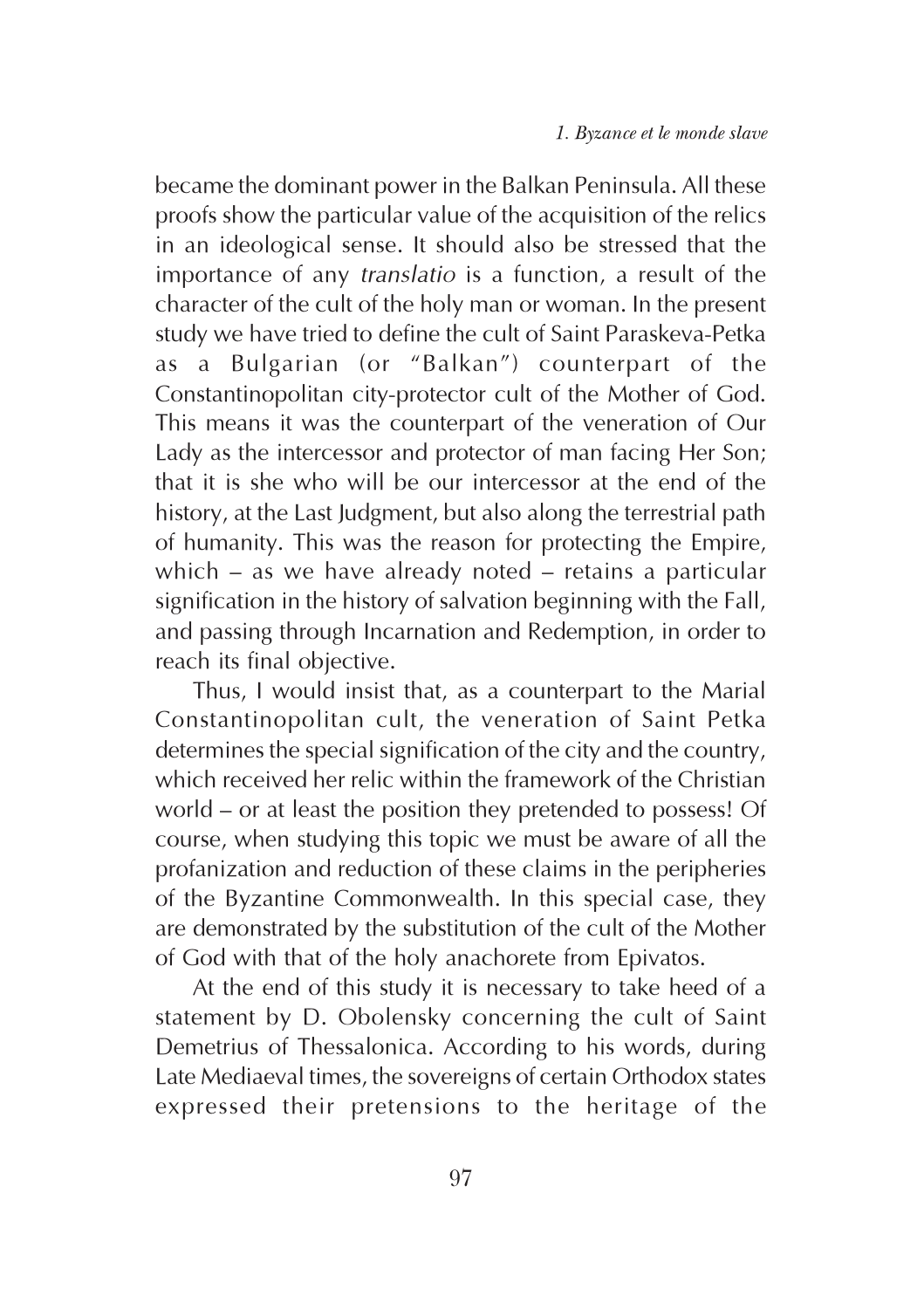became the dominant power in the Balkan Peninsula. All these proofs show the particular value of the acquisition of the relics in an ideological sense. It should also be stressed that the importance of any *translatio* is a function, a result of the character of the cult of the holy man or woman. In the present study we have tried to define the cult of Saint Paraskeva-Petka as a Bulgarian (or "Balkan") counterpart of the Constantinopolitan city-protector cult of the Mother of God. This means it was the counterpart of the veneration of Our Lady as the intercessor and protector of man facing Her Son; that it is she who will be our intercessor at the end of the history, at the Last Judgment, but also along the terrestrial path of humanity. This was the reason for protecting the Empire, which – as we have already noted – retains a particular signification in the history of salvation beginning with the Fall, and passing through Incarnation and Redemption, in order to reach its final objective.

Thus, I would insist that, as a counterpart to the Marial Constantinopolitan cult, the veneration of Saint Petka determines the special signification of the city and the country, which received her relic within the framework of the Christian world – or at least the position they pretended to possess! Of course, when studying this topic we must be aware of all the profanization and reduction of these claims in the peripheries of the Byzantine Commonwealth. In this special case, they are demonstrated by the substitution of the cult of the Mother of God with that of the holy anachorete from Epivatos.

At the end of this study it is necessary to take heed of a statement by D. Obolensky concerning the cult of Saint Demetrius of Thessalonica. According to his words, during Late Mediaeval times, the sovereigns of certain Orthodox states expressed their pretensions to the heritage of the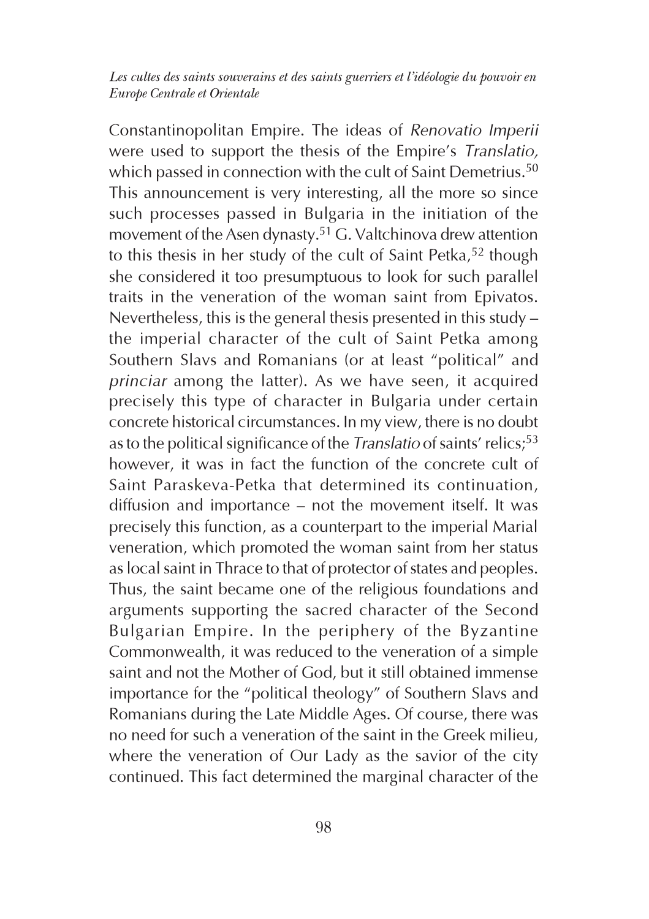Constantinopolitan Empire. The ideas of *Renovatio Imperii* were used to support the thesis of the Empire's *Translatio,* which passed in connection with the cult of Saint Demetrius.[50] This announcement is very interesting, all the more so since such processes passed in Bulgaria in the initiation of the movement of the Asen dynasty.[51] G. Valtchinova drew attention to this thesis in her study of the cult of Saint Petka,[52] though she considered it too presumptuous to look for such parallel traits in the veneration of the woman saint from Epivatos. Nevertheless, this is the general thesis presented in this study – the imperial character of the cult of Saint Petka among Southern Slavs and Romanians (or at least "political" and *princiar* among the latter). As we have seen, it acquired precisely this type of character in Bulgaria under certain concrete historical circumstances. In my view, there is no doubt as to the political significance of the *Translatio* of saints' relics;[53] however, it was in fact the function of the concrete cult of Saint Paraskeva-Petka that determined its continuation, diffusion and importance – not the movement itself. It was precisely this function, as a counterpart to the imperial Marial veneration, which promoted the woman saint from her status as local saint in Thrace to that of protector of states and peoples. Thus, the saint became one of the religious foundations and arguments supporting the sacred character of the Second Bulgarian Empire. In the periphery of the Byzantine Commonwealth, it was reduced to the veneration of a simple saint and not the Mother of God, but it still obtained immense importance for the "political theology" of Southern Slavs and Romanians during the Late Middle Ages. Of course, there was no need for such a veneration of the saint in the Greek milieu, where the veneration of Our Lady as the savior of the city continued. This fact determined the marginal character of the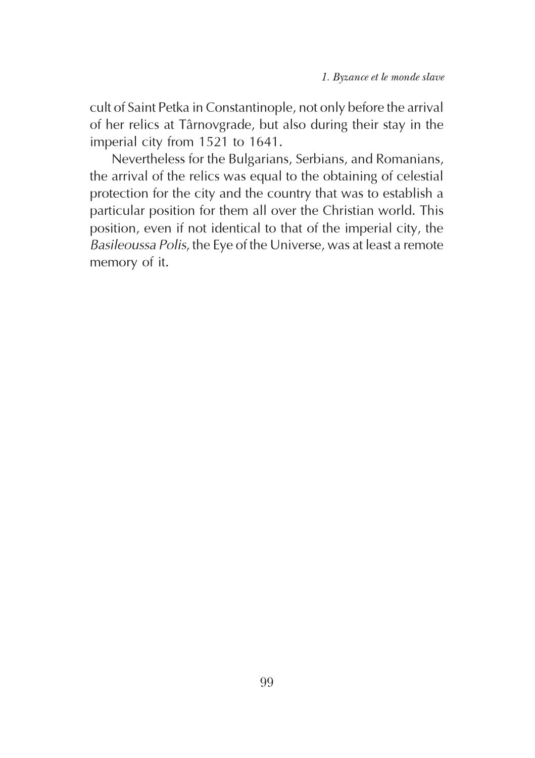cult of Saint Petka in Constantinople, not only before the arrival of her relics at Târnovgrade, but also during their stay in the imperial city from 1521 to 1641.

Nevertheless for the Bulgarians, Serbians, and Romanians, the arrival of the relics was equal to the obtaining of celestial protection for the city and the country that was to establish a particular position for them all over the Christian world. This position, even if not identical to that of the imperial city, the *Basileoussa Polis*, the Eye of the Universe, was at least a remote memory of it.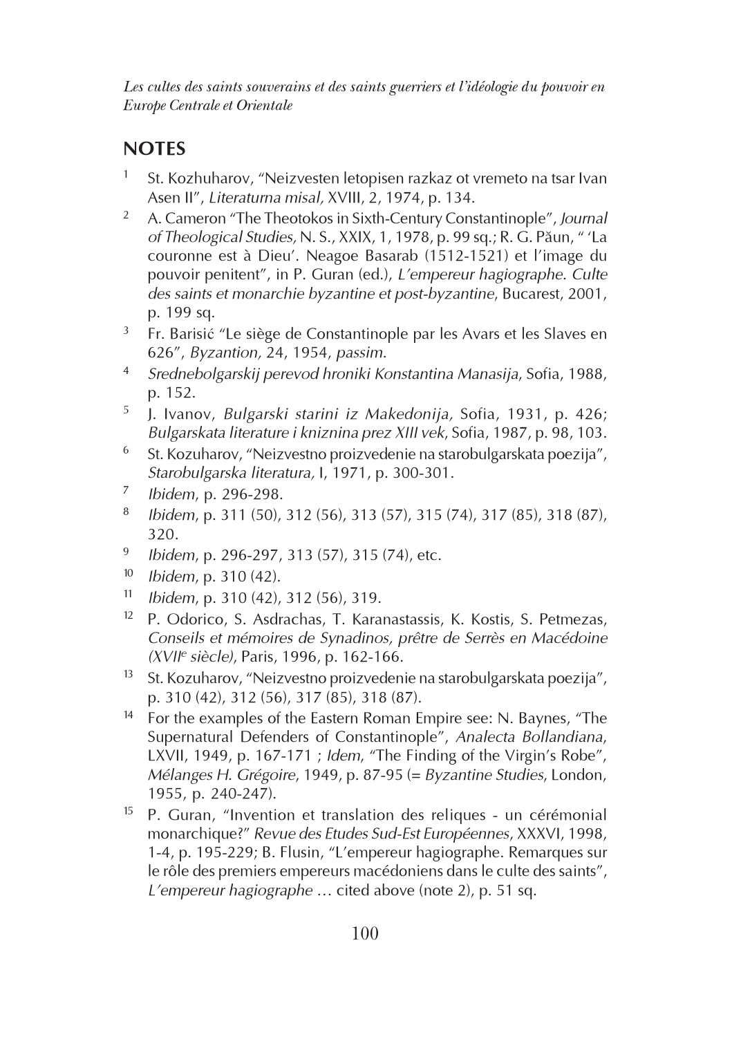## NOTES

1. St. Kozhuharov, "Neizvesten letopisen razkaz ot vremeto na tsar Ivan Asen II", *Literaturna misal,* XVIII, 2, 1974, p. 134.
2. A. Cameron "The Theotokos in Sixth-Century Constantinople", *Journal of Theological Studies,* N. S., XXIX, 1, 1978, p. 99 sq.; R. G. Păun, " 'La couronne est à Dieu'. Neagoe Basarab (1512-1521) et l'image du pouvoir penitent", in P. Guran (ed.), *L'empereur hagiographe. Culte des saints et monarchie byzantine et post-byzantine*, Bucarest, 2001, p. 199 sq.
3. Fr. Barisić "Le siège de Constantinople par les Avars et les Slaves en 626", *Byzantion,* 24, 1954, *passim.*
4. *Srednebolgarskij perevod hroniki Konstantina Manasija*, Sofia, 1988, p. 152.
5. J. Ivanov, *Bulgarski starini iz Makedonija,* Sofia, 1931, p. 426; *Bulgarskata literature i kniznina prez XIII vek*, Sofia, 1987, p. 98, 103.
6. St. Kozuharov, "Neizvestno proizvedenie na starobulgarskata poezija", *Starobulgarska literatura,* I, 1971, p. 300-301.
7. *Ibidem*, p. 296-298.
8. *Ibidem*, p. 311 (50), 312 (56), 313 (57), 315 (74), 317 (85), 318 (87), 320.
9. *Ibidem*, p. 296-297, 313 (57), 315 (74), etc.
10. *Ibidem*, p. 310 (42).
11. *Ibidem*, p. 310 (42), 312 (56), 319.
12. P. Odorico, S. Asdrachas, T. Karanastassis, K. Kostis, S. Petmezas, *Conseils et mémoires de Synadinos, prêtre de Serrès en Macédoine (XVII*e *siècle)*, Paris, 1996, p. 162-166.
13. St. Kozuharov, "Neizvestno proizvedenie na starobulgarskata poezija", p. 310 (42), 312 (56), 317 (85), 318 (87).
14. For the examples of the Eastern Roman Empire see: N. Baynes, "The Supernatural Defenders of Constantinople", *Analecta Bollandiana*, LXVII, 1949, p. 167-171 ; *Idem*, "The Finding of the Virgin's Robe", *Mélanges H. Grégoire*, 1949, p. 87-95 (= *Byzantine Studies*, London, 1955, p. 240-247).
15. P. Guran, "Invention et translation des reliques - un cérémonial monarchique?" *Revue des Etudes Sud-Est Européennes*, XXXVI, 1998, 1-4, p. 195-229; B. Flusin, "L'empereur hagiographe. Remarques sur le rôle des premiers empereurs macédoniens dans le culte des saints", *L'empereur hagiographe* … cited above (note 2), p. 51 sq.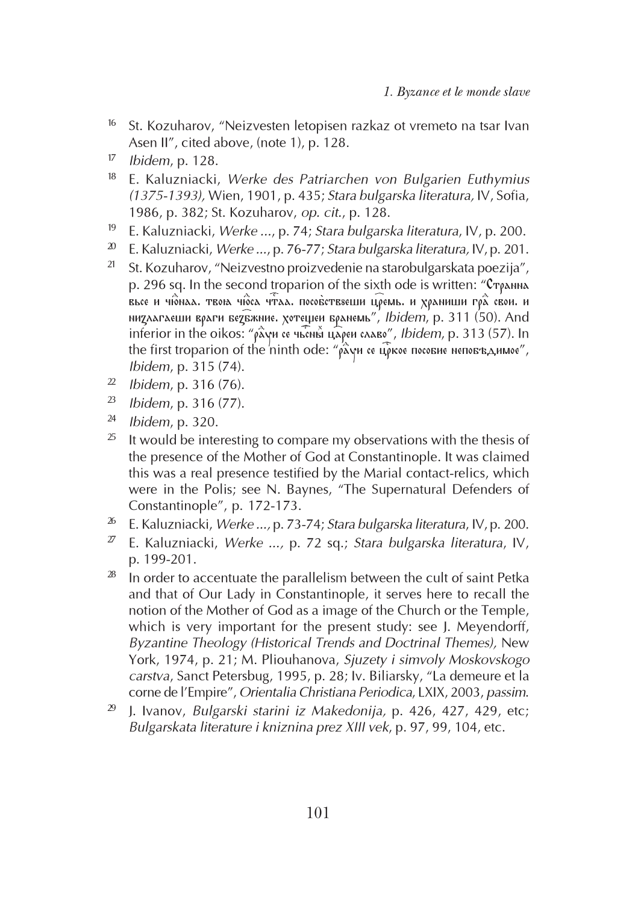16 St. Kozuharov, "Neizvesten letopisen razkaz ot vremeto na tsar Ivan Asen II", cited above, (note 1), p. 128.

17 *Ibidem*, p. 128.

18 E. Kaluzniacki, *Werke des Patriarchen von Bulgarien Euthymius (1375-1393),* Wien, 1901, p. 435; *Stara bulgarska literatura,* IV, Sofia, 1986, p. 382; St. Kozuharov, *op. cit.*, p. 128.

19 E. Kaluzniacki, *Werke* ..., p. 74; *Stara bulgarska literatura*, IV, p. 200.

20 E. Kaluzniacki, *Werke* ..., p. 76-77; *Stara bulgarska literatura,* IV, p. 201.

21 St. Kozuharov, "Neizvestno proizvedenie na starobulgarskata poezija", p. 296 sq. In the second troparion of the sixth ode is written: "Странна вьсе и чю̂наа. твоꙗ чю̂са чтаа. пособствꙋеши цр̑емь. и храниши гра̂ свои. и низлагаеши враги безб̑жние. хотещеи бранемь", *Ibidem*, p. 311 (50). And inferior in the oikos: "ра̂ꙋи се чьс̑ны цареи славо", *Ibidem*, p. 313 (57). In the first troparion of the ninth ode: "ра̂ꙋи се цр̑кое пособие непобѣдимое", *Ibidem*, p. 315 (74).

22 *Ibidem*, p. 316 (76).

23 *Ibidem*, p. 316 (77).

24 *Ibidem*, p. 320.

25 It would be interesting to compare my observations with the thesis of the presence of the Mother of God at Constantinople. It was claimed this was a real presence testified by the Marial contact-relics, which were in the Polis; see N. Baynes, "The Supernatural Defenders of Constantinople", p. 172-173.

26 E. Kaluzniacki, *Werke ...,* p. 73-74; *Stara bulgarska literatura*, IV, p. 200.

27 E. Kaluzniacki, *Werke ...,* p. 72 sq.; *Stara bulgarska literatura*, IV, p. 199-201.

28 In order to accentuate the parallelism between the cult of saint Petka and that of Our Lady in Constantinople, it serves here to recall the notion of the Mother of God as a image of the Church or the Temple, which is very important for the present study: see J. Meyendorff, *Byzantine Theology (Historical Trends and Doctrinal Themes),* New York, 1974, p. 21; M. Pliouhanova, *Sjuzety i simvoly Moskovskogo carstva*, Sanct Petersbug, 1995, p. 28; Iv. Biliarsky, "La demeure et la corne de l'Empire", *Orientalia Christiana Periodica*, LXIX, 2003, *passim*.

29 J. Ivanov, *Bulgarski starini iz Makedonija,* p. 426, 427, 429, etc; *Bulgarskata literature i kniznina prez XIII vek*, p. 97, 99, 104, etc.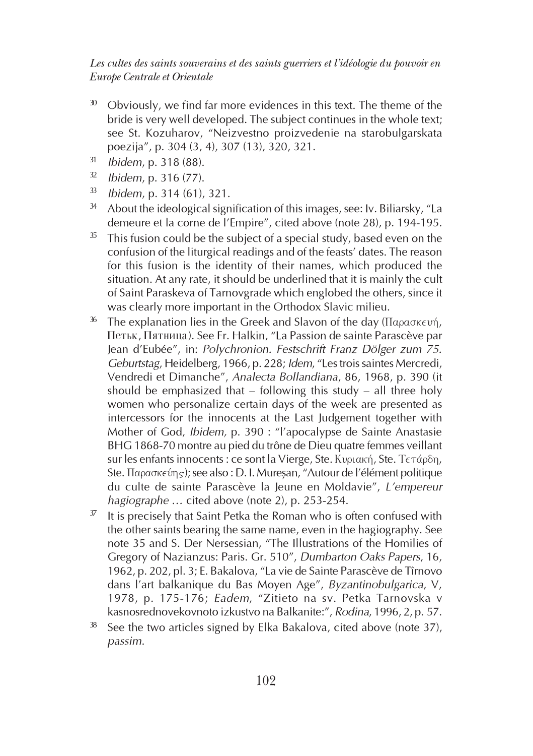[30] Obviously, we find far more evidences in this text. The theme of the bride is very well developed. The subject continues in the whole text; see St. Kozuharov, "Neizvestno proizvedenie na starobulgarskata poezija", p. 304 (3, 4), 307 (13), 320, 321.

[31] *Ibidem*, p. 318 (88).

[32] *Ibidem*, p. 316 (77).

[33] *Ibidem*, p. 314 (61), 321.

[34] About the ideological signification of this images, see: Iv. Biliarsky, "La demeure et la corne de l'Empire", cited above (note 28), p. 194-195.

[35] This fusion could be the subject of a special study, based even on the confusion of the liturgical readings and of the feasts' dates. The reason for this fusion is the identity of their names, which produced the situation. At any rate, it should be underlined that it is mainly the cult of Saint Paraskeva of Tarnovgrade which englobed the others, since it was clearly more important in the Orthodox Slavic milieu.

[36] The explanation lies in the Greek and Slavon of the day (Παρασκευή, Петьк, Пятница). See Fr. Halkin, "La Passion de sainte Parascève par Jean d'Eubée", in: *Polychronion. Festschrift Franz Dölger zum 75. Geburtstag*, Heidelberg, 1966, p. 228; *Idem*, "Les trois saintes Mercredi, Vendredi et Dimanche", *Analecta Bollandiana*, 86, 1968, p. 390 (it should be emphasized that – following this study – all three holy women who personalize certain days of the week are presented as intercessors for the innocents at the Last Judgement together with Mother of God, *Ibidem*, p. 390 : "l'apocalypse de Sainte Anastasie BHG 1868-70 montre au pied du trône de Dieu quatre femmes veillant sur les enfants innocents : ce sont la Vierge, Ste. Κυριακή, Ste. Τετάρδη, Ste. Παρασκεύης); see also : D. I. Mureșan, "Autour de l'élément politique du culte de sainte Parascève la Jeune en Moldavie", *L'empereur hagiographe …* cited above (note 2), p. 253-254.

[37] It is precisely that Saint Petka the Roman who is often confused with the other saints bearing the same name, even in the hagiography. See note 35 and S. Der Nersessian, "The Illustrations of the Homilies of Gregory of Nazianzus: Paris. Gr. 510", *Dumbarton Oaks Papers*, 16, 1962, p. 202, pl. 3; E. Bakalova, "La vie de Sainte Parascève de Tîrnovo dans l'art balkanique du Bas Moyen Age", *Byzantinobulgarica*, V, 1978, p. 175-176; *Eadem*, "Zitieto na sv. Petka Tarnovska v kasnosrednovekovnoto izkustvo na Balkanite:", *Rodina*, 1996, 2, p. 57.

[38] See the two articles signed by Elka Bakalova, cited above (note 37), *passim*.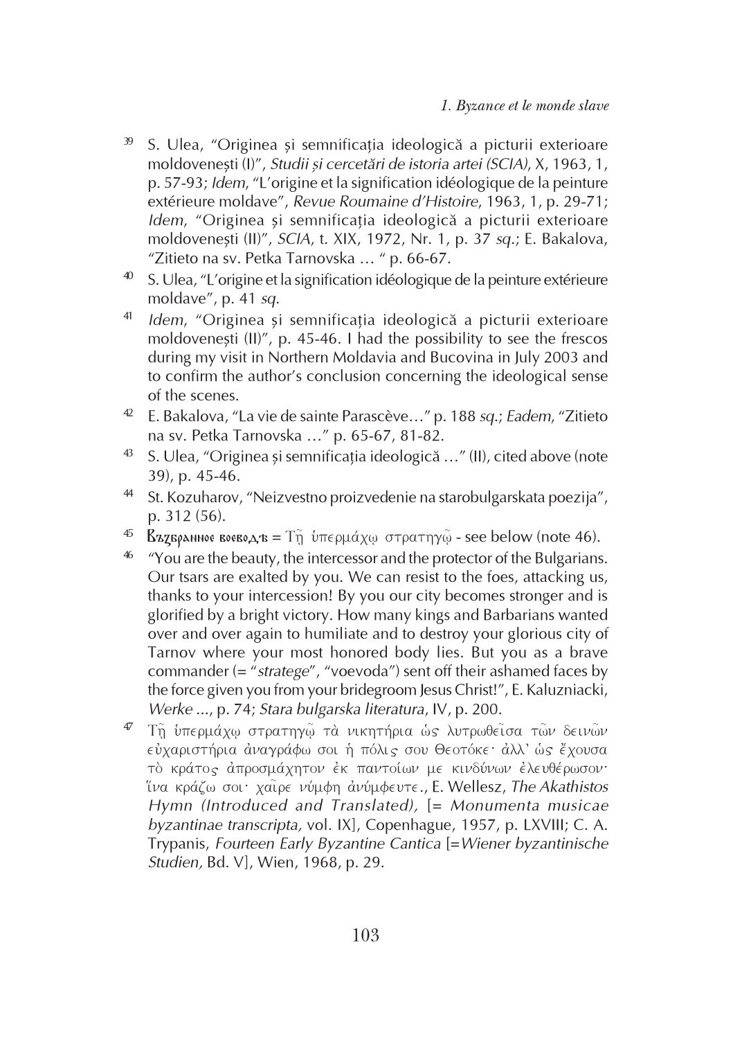[39] S. Ulea, "Originea și semnificația ideologică a picturii exterioare moldovenești (I)", *Studii și cercetări de istoria artei (SCIA)*, X, 1963, 1, p. 57-93; *Idem*, "L'origine et la signification idéologique de la peinture extérieure moldave", *Revue Roumaine d'Histoire*, 1963, 1, p. 29-71; *Idem*, "Originea și semnificația ideologică a picturii exterioare moldovenești (II)", *SCIA*, t. XIX, 1972, Nr. 1, p. 37 *sq*.; E. Bakalova, "Zitieto na sv. Petka Tarnovska … " p. 66-67.

[40] S. Ulea, "L'origine et la signification idéologique de la peinture extérieure moldave", p. 41 *sq*.

[41] *Idem*, "Originea și semnificația ideologică a picturii exterioare moldovenești (II)", p. 45-46. I had the possibility to see the frescos during my visit in Northern Moldavia and Bucovina in July 2003 and to confirm the author's conclusion concerning the ideological sense of the scenes.

[42] E. Bakalova, "La vie de sainte Parascève…" p. 188 *sq*.; *Eadem*, "Zitieto na sv. Petka Tarnovska …" p. 65-67, 81-82.

[43] S. Ulea, "Originea și semnificația ideologică …" (II), cited above (note 39), p. 45-46.

[44] St. Kozuharov, "Neizvestno proizvedenie na starobulgarskata poezija", p. 312 (56).

[45] Възбранное воеводѣ = Τῇ ὑπερμάχῳ στρατηγῷ - see below (note 46).

[46] "You are the beauty, the intercessor and the protector of the Bulgarians. Our tsars are exalted by you. We can resist to the foes, attacking us, thanks to your intercession! By you our city becomes stronger and is glorified by a bright victory. How many kings and Barbarians wanted over and over again to humiliate and to destroy your glorious city of Tarnov where your most honored body lies. But you as a brave commander (= "*stratege*", "voevoda") sent off their ashamed faces by the force given you from your bridegroom Jesus Christ!", E. Kaluzniacki, *Werke* ..., p. 74; *Stara bulgarska literatura*, IV, p. 200.

[47] Τῇ ὑπερμάχῳ στρατηγῷ τὰ νικητήρια ὡς λυτρωθεῖσα τῶν δεινῶν εὐχαριστήρια ἀναγράφω σοι ἡ πόλις σου Θεοτόκε· ἀλλ' ὡς ἔχουσα τὸ κράτος ἀπροσμάχητον ἐκ παντοίων με κινδύνων ἐλευθέρωσον· ἵνα κράζω σοι· χαῖρε νύμφη ἀνύμφευτε., E. Wellesz, *The Akathistos Hymn (Introduced and Translated),* [= *Monumenta musicae byzantinae transcripta,* vol. IX], Copenhague, 1957, p. LXVIII; C. A. Trypanis, *Fourteen Early Byzantine Cantica* [=*Wiener byzantinische Studien,* Bd. V], Wien, 1968, p. 29.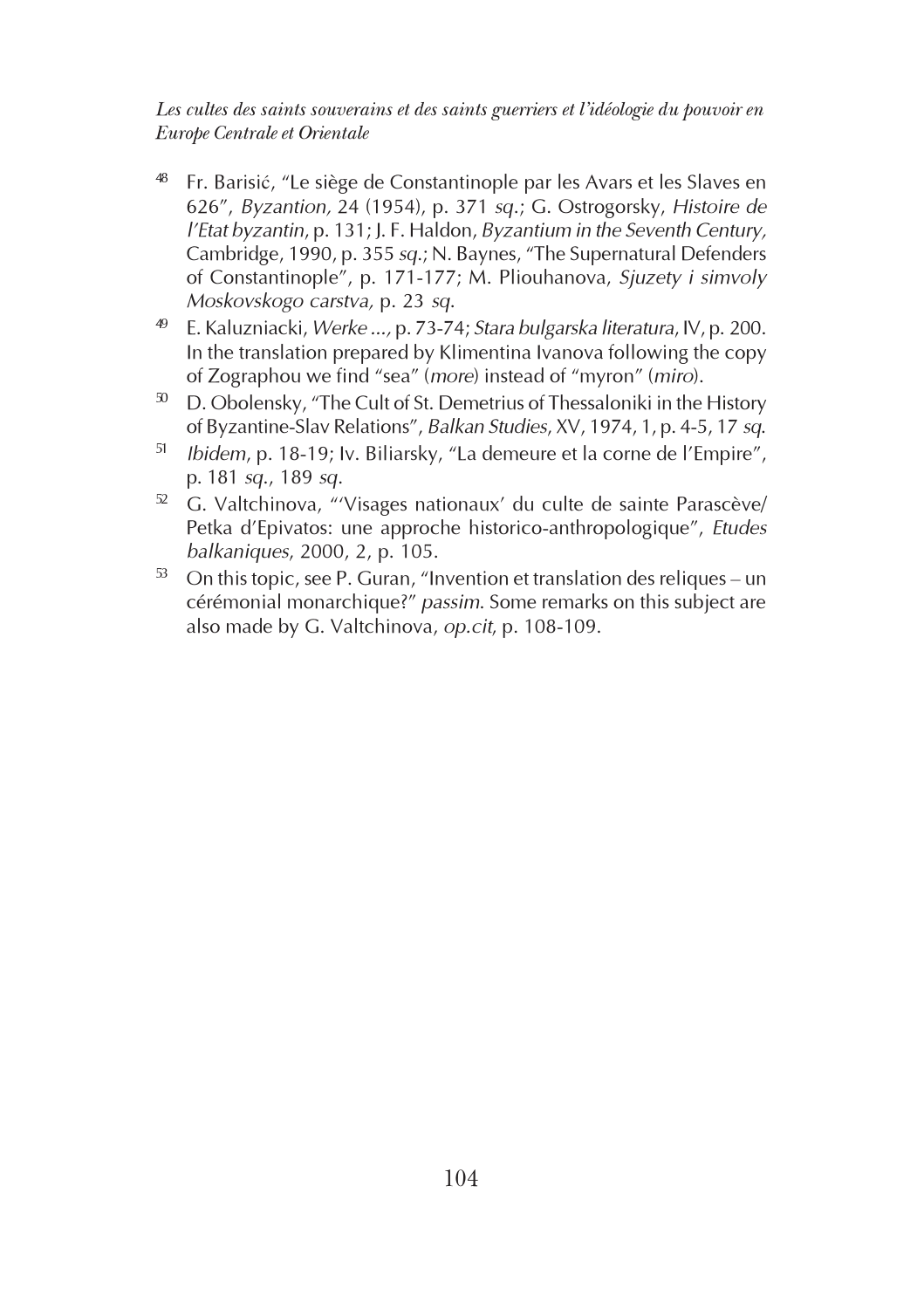[48] Fr. Barisić, "Le siège de Constantinople par les Avars et les Slaves en 626", *Byzantion,* 24 (1954), p. 371 *sq.*; G. Ostrogorsky, *Histoire de l'Etat byzantin*, p. 131; J. F. Haldon, *Byzantium in the Seventh Century,* Cambridge, 1990, p. 355 *sq.*; N. Baynes, "The Supernatural Defenders of Constantinople", p. 171-177; M. Pliouhanova, *Sjuzety i simvoly Moskovskogo carstva,* p. 23 *sq.*

[49] E. Kaluzniacki, *Werke ...,* p. 73-74; *Stara bulgarska literatura*, IV, p. 200. In the translation prepared by Klimentina Ivanova following the copy of Zographou we find "sea" (*more*) instead of "myron" (*miro*).

[50] D. Obolensky, "The Cult of St. Demetrius of Thessaloniki in the History of Byzantine-Slav Relations", *Balkan Studies*, XV, 1974, 1, p. 4-5, 17 *sq.*

[51] *Ibidem*, p. 18-19; Iv. Biliarsky, "La demeure et la corne de l'Empire", p. 181 *sq.*, 189 *sq.*

[52] G. Valtchinova, "'Visages nationaux' du culte de sainte Parascève/Petka d'Epivatos: une approche historico-anthropologique", *Etudes balkaniques*, 2000, 2, p. 105.

[53] On this topic, see P. Guran, "Invention et translation des reliques – un cérémonial monarchique?" *passim*. Some remarks on this subject are also made by G. Valtchinova, *op.cit,* p. 108-109.